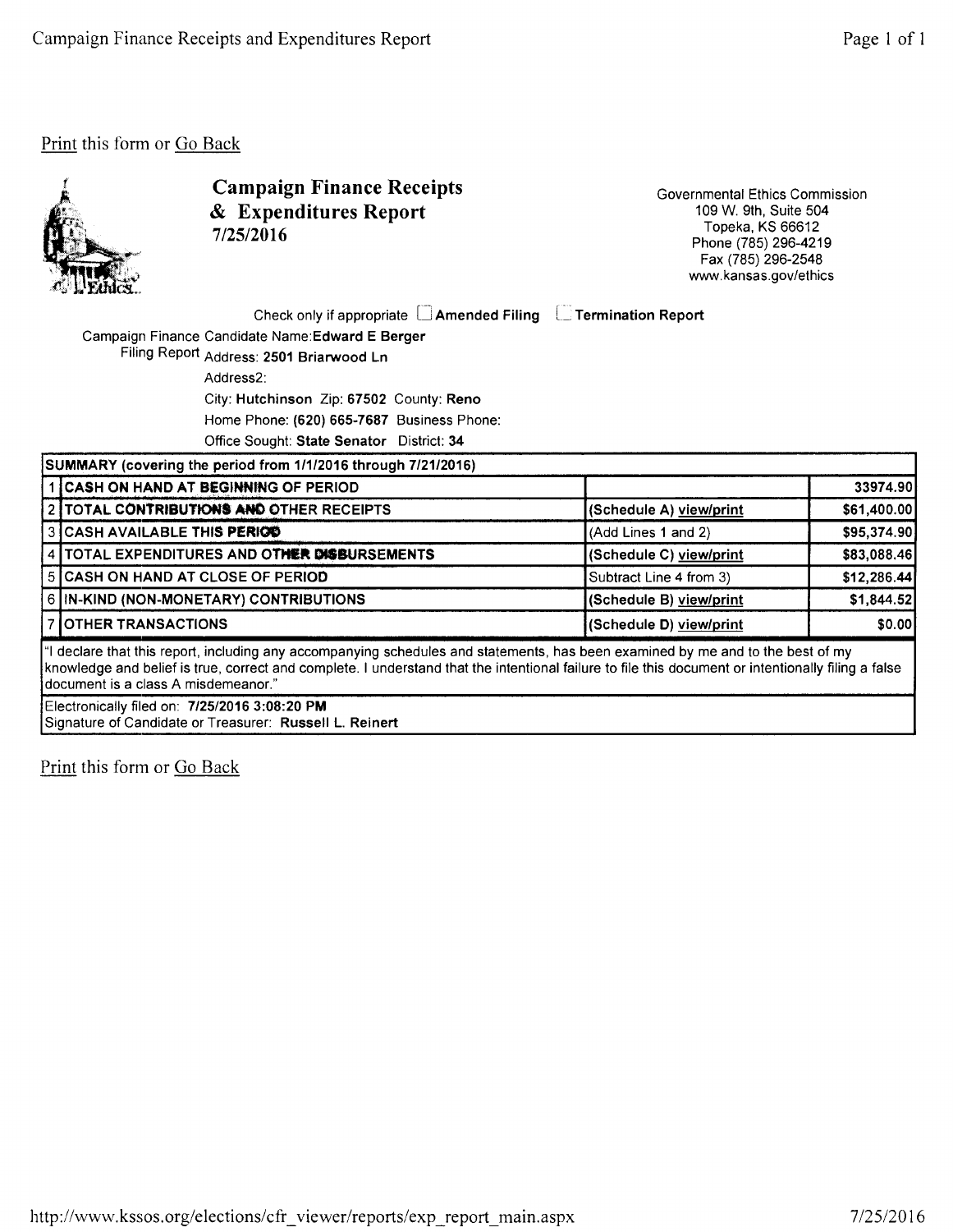Print this form or Go Back

# Campaign Finance Receipts & Expenditures Report
**7/25/2016**

Governmental Ethics Commission
109 W. 9th, Suite 504
Topeka, KS 66612
Phone (785) 296-4219
Fax (785) 296-2548
www.kansas.gov/ethics

Check only if appropriate ☐ **Amended Filing** ☐ **Termination Report**

Campaign Finance Filing Report

Candidate Name: **Edward E Berger**
Address: **2501 Briarwood Ln**
Address2:
City: **Hutchinson** Zip: **67502** County: **Reno**
Home Phone: **(620) 665-7687** Business Phone:
Office Sought: **State Senator** District: **34**

| SUMMARY (covering the period from 1/1/2016 through 7/21/2016) | | | |
|---|---|---|---|
| 1 | CASH ON HAND AT BEGINNING OF PERIOD | | 33974.90 |
| 2 | TOTAL CONTRIBUTIONS AND OTHER RECEIPTS | (Schedule A) view/print | $61,400.00 |
| 3 | CASH AVAILABLE THIS PERIOD | (Add Lines 1 and 2) | $95,374.90 |
| 4 | TOTAL EXPENDITURES AND OTHER DISBURSEMENTS | (Schedule C) view/print | $83,088.46 |
| 5 | CASH ON HAND AT CLOSE OF PERIOD | Subtract Line 4 from 3) | $12,286.44 |
| 6 | IN-KIND (NON-MONETARY) CONTRIBUTIONS | (Schedule B) view/print | $1,844.52 |
| 7 | OTHER TRANSACTIONS | (Schedule D) view/print | $0.00 |

"I declare that this report, including any accompanying schedules and statements, has been examined by me and to the best of my knowledge and belief is true, correct and complete. I understand that the intentional failure to file this document or intentionally filing a false document is a class A misdemeanor."

Electronically filed on: **7/25/2016 3:08:20 PM**
Signature of Candidate or Treasurer: **Russell L. Reinert**

Print this form or Go Back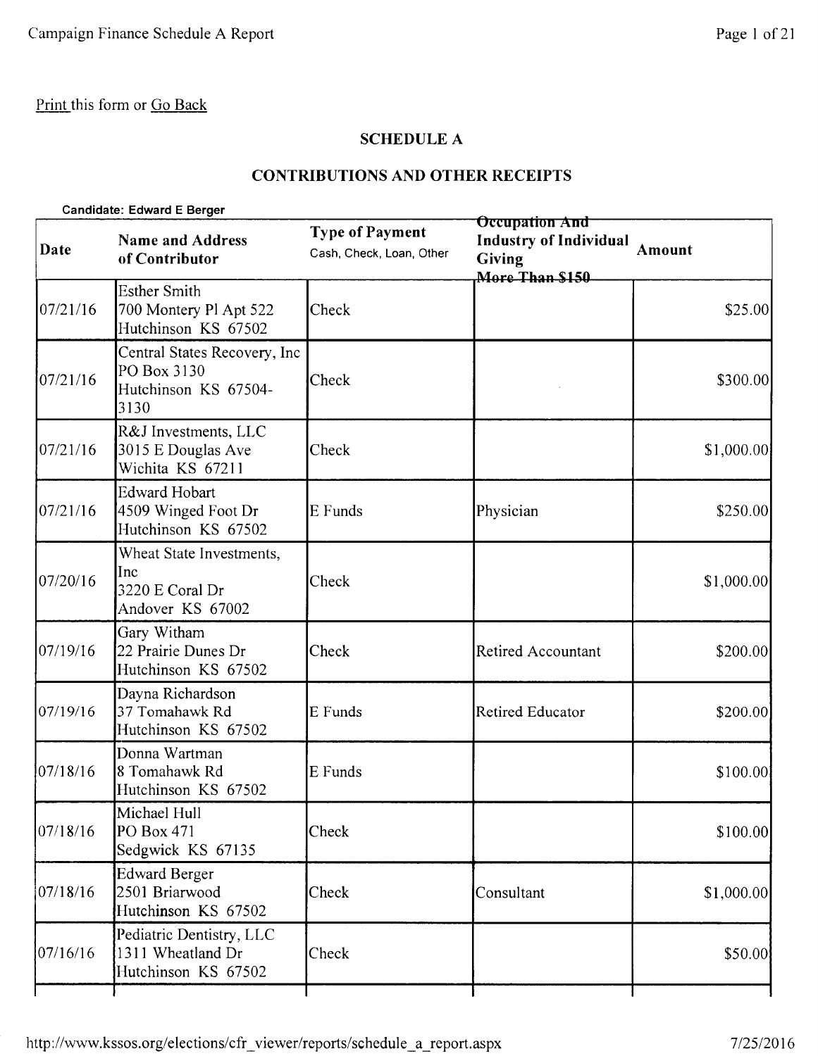Print this form or Go Back

## SCHEDULE A

## CONTRIBUTIONS AND OTHER RECEIPTS

**Candidate: Edward E Berger**

| Date | Name and Address of Contributor | Type of Payment Cash, Check, Loan, Other | Occupation And Industry of Individual Giving More Than $150 | Amount |
|---|---|---|---|---|
| 07/21/16 | Esther Smith<br>700 Montery Pl Apt 522<br>Hutchinson KS 67502 | Check | | $25.00 |
| 07/21/16 | Central States Recovery, Inc<br>PO Box 3130<br>Hutchinson KS 67504-3130 | Check | | $300.00 |
| 07/21/16 | R&J Investments, LLC<br>3015 E Douglas Ave<br>Wichita KS 67211 | Check | | $1,000.00 |
| 07/21/16 | Edward Hobart<br>4509 Winged Foot Dr<br>Hutchinson KS 67502 | E Funds | Physician | $250.00 |
| 07/20/16 | Wheat State Investments, Inc<br>3220 E Coral Dr<br>Andover KS 67002 | Check | | $1,000.00 |
| 07/19/16 | Gary Witham<br>22 Prairie Dunes Dr<br>Hutchinson KS 67502 | Check | Retired Accountant | $200.00 |
| 07/19/16 | Dayna Richardson<br>37 Tomahawk Rd<br>Hutchinson KS 67502 | E Funds | Retired Educator | $200.00 |
| 07/18/16 | Donna Wartman<br>8 Tomahawk Rd<br>Hutchinson KS 67502 | E Funds | | $100.00 |
| 07/18/16 | Michael Hull<br>PO Box 471<br>Sedgwick KS 67135 | Check | | $100.00 |
| 07/18/16 | Edward Berger<br>2501 Briarwood<br>Hutchinson KS 67502 | Check | Consultant | $1,000.00 |
| 07/16/16 | Pediatric Dentistry, LLC<br>1311 Wheatland Dr<br>Hutchinson KS 67502 | Check | | $50.00 |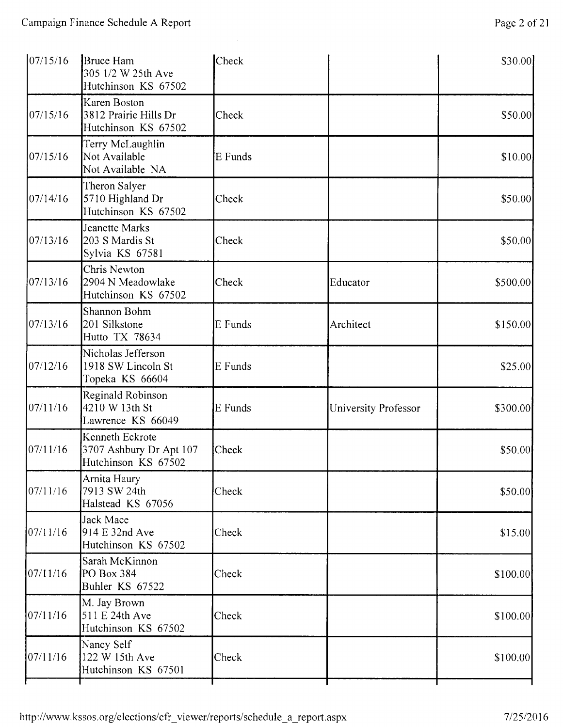| | | | | |
|---|---|---|---|---|
| 07/15/16 | Bruce Ham<br>305 1/2 W 25th Ave<br>Hutchinson KS 67502 | Check | | $30.00 |
| 07/15/16 | Karen Boston<br>3812 Prairie Hills Dr<br>Hutchinson KS 67502 | Check | | $50.00 |
| 07/15/16 | Terry McLaughlin<br>Not Available<br>Not Available NA | E Funds | | $10.00 |
| 07/14/16 | Theron Salyer<br>5710 Highland Dr<br>Hutchinson KS 67502 | Check | | $50.00 |
| 07/13/16 | Jeanette Marks<br>203 S Mardis St<br>Sylvia KS 67581 | Check | | $50.00 |
| 07/13/16 | Chris Newton<br>2904 N Meadowlake<br>Hutchinson KS 67502 | Check | Educator | $500.00 |
| 07/13/16 | Shannon Bohm<br>201 Silkstone<br>Hutto TX 78634 | E Funds | Architect | $150.00 |
| 07/12/16 | Nicholas Jefferson<br>1918 SW Lincoln St<br>Topeka KS 66604 | E Funds | | $25.00 |
| 07/11/16 | Reginald Robinson<br>4210 W 13th St<br>Lawrence KS 66049 | E Funds | University Professor | $300.00 |
| 07/11/16 | Kenneth Eckrote<br>3707 Ashbury Dr Apt 107<br>Hutchinson KS 67502 | Check | | $50.00 |
| 07/11/16 | Arnita Haury<br>7913 SW 24th<br>Halstead KS 67056 | Check | | $50.00 |
| 07/11/16 | Jack Mace<br>914 E 32nd Ave<br>Hutchinson KS 67502 | Check | | $15.00 |
| 07/11/16 | Sarah McKinnon<br>PO Box 384<br>Buhler KS 67522 | Check | | $100.00 |
| 07/11/16 | M. Jay Brown<br>511 E 24th Ave<br>Hutchinson KS 67502 | Check | | $100.00 |
| 07/11/16 | Nancy Self<br>122 W 15th Ave<br>Hutchinson KS 67501 | Check | | $100.00 |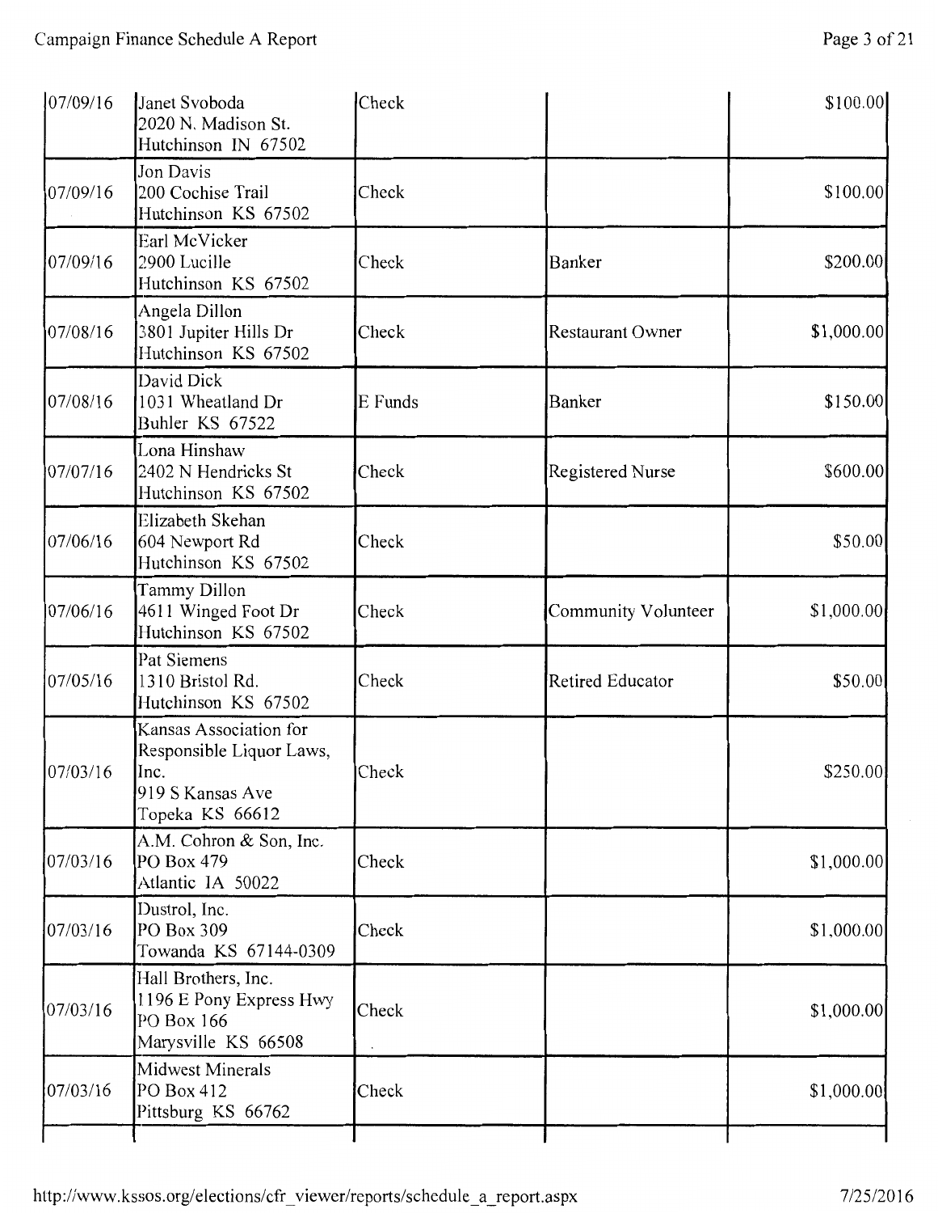| | | | | |
|---|---|---|---|---|
| 07/09/16 | Janet Svoboda<br>2020 N. Madison St.<br>Hutchinson IN 67502 | Check | | $100.00 |
| 07/09/16 | Jon Davis<br>200 Cochise Trail<br>Hutchinson KS 67502 | Check | | $100.00 |
| 07/09/16 | Earl McVicker<br>2900 Lucille<br>Hutchinson KS 67502 | Check | Banker | $200.00 |
| 07/08/16 | Angela Dillon<br>3801 Jupiter Hills Dr<br>Hutchinson KS 67502 | Check | Restaurant Owner | $1,000.00 |
| 07/08/16 | David Dick<br>1031 Wheatland Dr<br>Buhler KS 67522 | E Funds | Banker | $150.00 |
| 07/07/16 | Lona Hinshaw<br>2402 N Hendricks St<br>Hutchinson KS 67502 | Check | Registered Nurse | $600.00 |
| 07/06/16 | Elizabeth Skehan<br>604 Newport Rd<br>Hutchinson KS 67502 | Check | | $50.00 |
| 07/06/16 | Tammy Dillon<br>4611 Winged Foot Dr<br>Hutchinson KS 67502 | Check | Community Volunteer | $1,000.00 |
| 07/05/16 | Pat Siemens<br>1310 Bristol Rd.<br>Hutchinson KS 67502 | Check | Retired Educator | $50.00 |
| 07/03/16 | Kansas Association for Responsible Liquor Laws, Inc.<br>919 S Kansas Ave<br>Topeka KS 66612 | Check | | $250.00 |
| 07/03/16 | A.M. Cohron & Son, Inc.<br>PO Box 479<br>Atlantic IA 50022 | Check | | $1,000.00 |
| 07/03/16 | Dustrol, Inc.<br>PO Box 309<br>Towanda KS 67144-0309 | Check | | $1,000.00 |
| 07/03/16 | Hall Brothers, Inc.<br>1196 E Pony Express Hwy<br>PO Box 166<br>Marysville KS 66508 | Check | | $1,000.00 |
| 07/03/16 | Midwest Minerals<br>PO Box 412<br>Pittsburg KS 66762 | Check | | $1,000.00 |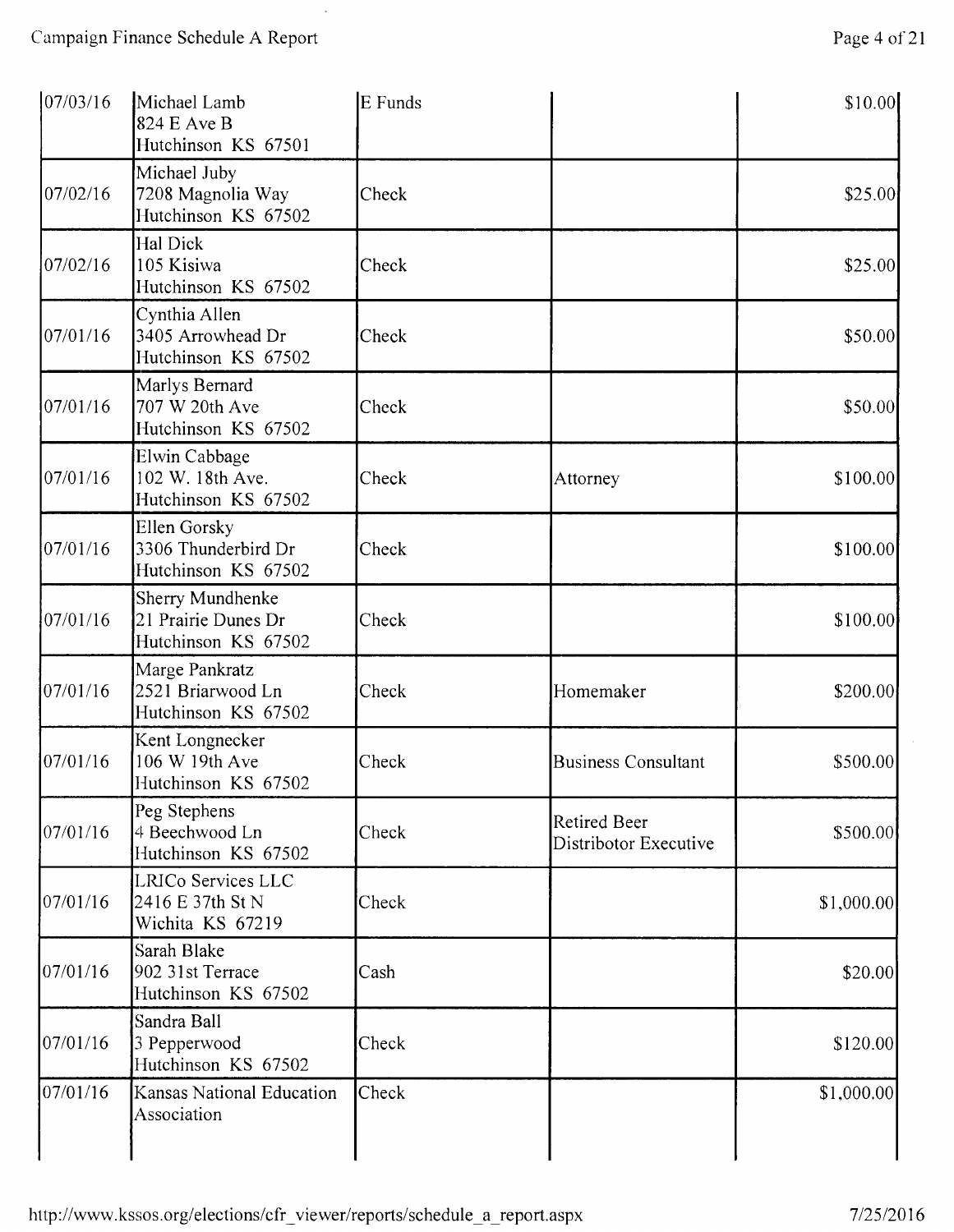| | | | | |
|---|---|---|---|---|
| 07/03/16 | Michael Lamb<br>824 E Ave B<br>Hutchinson KS 67501 | E Funds | | $10.00 |
| 07/02/16 | Michael Juby<br>7208 Magnolia Way<br>Hutchinson KS 67502 | Check | | $25.00 |
| 07/02/16 | Hal Dick<br>105 Kisiwa<br>Hutchinson KS 67502 | Check | | $25.00 |
| 07/01/16 | Cynthia Allen<br>3405 Arrowhead Dr<br>Hutchinson KS 67502 | Check | | $50.00 |
| 07/01/16 | Marlys Bernard<br>707 W 20th Ave<br>Hutchinson KS 67502 | Check | | $50.00 |
| 07/01/16 | Elwin Cabbage<br>102 W. 18th Ave.<br>Hutchinson KS 67502 | Check | Attorney | $100.00 |
| 07/01/16 | Ellen Gorsky<br>3306 Thunderbird Dr<br>Hutchinson KS 67502 | Check | | $100.00 |
| 07/01/16 | Sherry Mundhenke<br>21 Prairie Dunes Dr<br>Hutchinson KS 67502 | Check | | $100.00 |
| 07/01/16 | Marge Pankratz<br>2521 Briarwood Ln<br>Hutchinson KS 67502 | Check | Homemaker | $200.00 |
| 07/01/16 | Kent Longnecker<br>106 W 19th Ave<br>Hutchinson KS 67502 | Check | Business Consultant | $500.00 |
| 07/01/16 | Peg Stephens<br>4 Beechwood Ln<br>Hutchinson KS 67502 | Check | Retired Beer Distribotor Executive | $500.00 |
| 07/01/16 | LRICo Services LLC<br>2416 E 37th St N<br>Wichita KS 67219 | Check | | $1,000.00 |
| 07/01/16 | Sarah Blake<br>902 31st Terrace<br>Hutchinson KS 67502 | Cash | | $20.00 |
| 07/01/16 | Sandra Ball<br>3 Pepperwood<br>Hutchinson KS 67502 | Check | | $120.00 |
| 07/01/16 | Kansas National Education Association | Check | | $1,000.00 |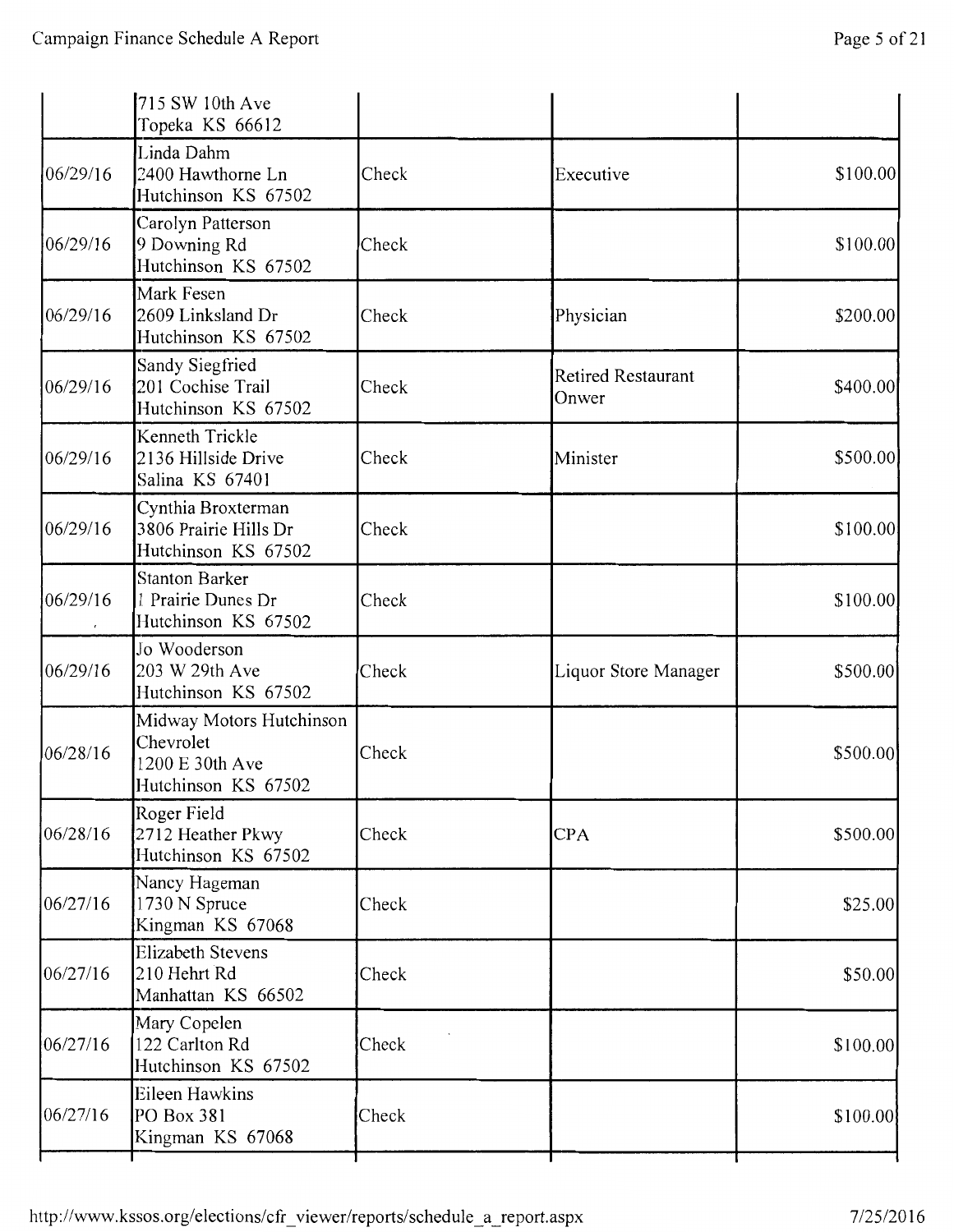| | | | | |
|---|---|---|---|---|
| | 715 SW 10th Ave<br>Topeka KS 66612 | | | |
| 06/29/16 | Linda Dahm<br>2400 Hawthorne Ln<br>Hutchinson KS 67502 | Check | Executive | $100.00 |
| 06/29/16 | Carolyn Patterson<br>9 Downing Rd<br>Hutchinson KS 67502 | Check | | $100.00 |
| 06/29/16 | Mark Fesen<br>2609 Linksland Dr<br>Hutchinson KS 67502 | Check | Physician | $200.00 |
| 06/29/16 | Sandy Siegfried<br>201 Cochise Trail<br>Hutchinson KS 67502 | Check | Retired Restaurant Onwer | $400.00 |
| 06/29/16 | Kenneth Trickle<br>2136 Hillside Drive<br>Salina KS 67401 | Check | Minister | $500.00 |
| 06/29/16 | Cynthia Broxterman<br>3806 Prairie Hills Dr<br>Hutchinson KS 67502 | Check | | $100.00 |
| 06/29/16 | Stanton Barker<br>1 Prairie Dunes Dr<br>Hutchinson KS 67502 | Check | | $100.00 |
| 06/29/16 | Jo Wooderson<br>203 W 29th Ave<br>Hutchinson KS 67502 | Check | Liquor Store Manager | $500.00 |
| 06/28/16 | Midway Motors Hutchinson Chevrolet<br>1200 E 30th Ave<br>Hutchinson KS 67502 | Check | | $500.00 |
| 06/28/16 | Roger Field<br>2712 Heather Pkwy<br>Hutchinson KS 67502 | Check | CPA | $500.00 |
| 06/27/16 | Nancy Hageman<br>1730 N Spruce<br>Kingman KS 67068 | Check | | $25.00 |
| 06/27/16 | Elizabeth Stevens<br>210 Hehrt Rd<br>Manhattan KS 66502 | Check | | $50.00 |
| 06/27/16 | Mary Copelen<br>122 Carlton Rd<br>Hutchinson KS 67502 | Check | | $100.00 |
| 06/27/16 | Eileen Hawkins<br>PO Box 381<br>Kingman KS 67068 | Check | | $100.00 |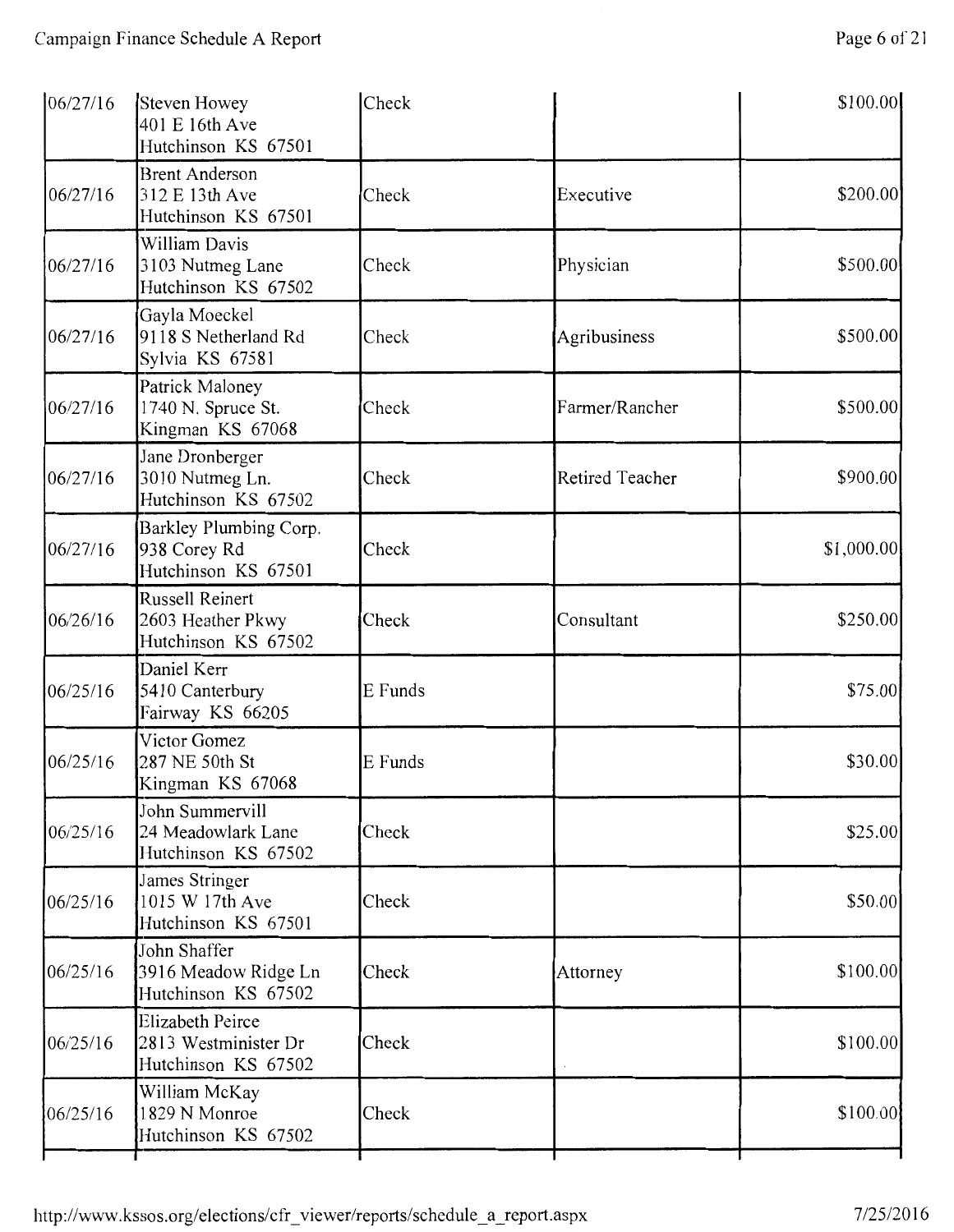| | | | | |
|---|---|---|---|---|
| 06/27/16 | Steven Howey<br>401 E 16th Ave<br>Hutchinson KS 67501 | Check | | $100.00 |
| 06/27/16 | Brent Anderson<br>312 E 13th Ave<br>Hutchinson KS 67501 | Check | Executive | $200.00 |
| 06/27/16 | William Davis<br>3103 Nutmeg Lane<br>Hutchinson KS 67502 | Check | Physician | $500.00 |
| 06/27/16 | Gayla Moeckel<br>9118 S Netherland Rd<br>Sylvia KS 67581 | Check | Agribusiness | $500.00 |
| 06/27/16 | Patrick Maloney<br>1740 N. Spruce St.<br>Kingman KS 67068 | Check | Farmer/Rancher | $500.00 |
| 06/27/16 | Jane Dronberger<br>3010 Nutmeg Ln.<br>Hutchinson KS 67502 | Check | Retired Teacher | $900.00 |
| 06/27/16 | Barkley Plumbing Corp.<br>938 Corey Rd<br>Hutchinson KS 67501 | Check | | $1,000.00 |
| 06/26/16 | Russell Reinert<br>2603 Heather Pkwy<br>Hutchinson KS 67502 | Check | Consultant | $250.00 |
| 06/25/16 | Daniel Kerr<br>5410 Canterbury<br>Fairway KS 66205 | E Funds | | $75.00 |
| 06/25/16 | Victor Gomez<br>287 NE 50th St<br>Kingman KS 67068 | E Funds | | $30.00 |
| 06/25/16 | John Summervill<br>24 Meadowlark Lane<br>Hutchinson KS 67502 | Check | | $25.00 |
| 06/25/16 | James Stringer<br>1015 W 17th Ave<br>Hutchinson KS 67501 | Check | | $50.00 |
| 06/25/16 | John Shaffer<br>3916 Meadow Ridge Ln<br>Hutchinson KS 67502 | Check | Attorney | $100.00 |
| 06/25/16 | Elizabeth Peirce<br>2813 Westminister Dr<br>Hutchinson KS 67502 | Check | | $100.00 |
| 06/25/16 | William McKay<br>1829 N Monroe<br>Hutchinson KS 67502 | Check | | $100.00 |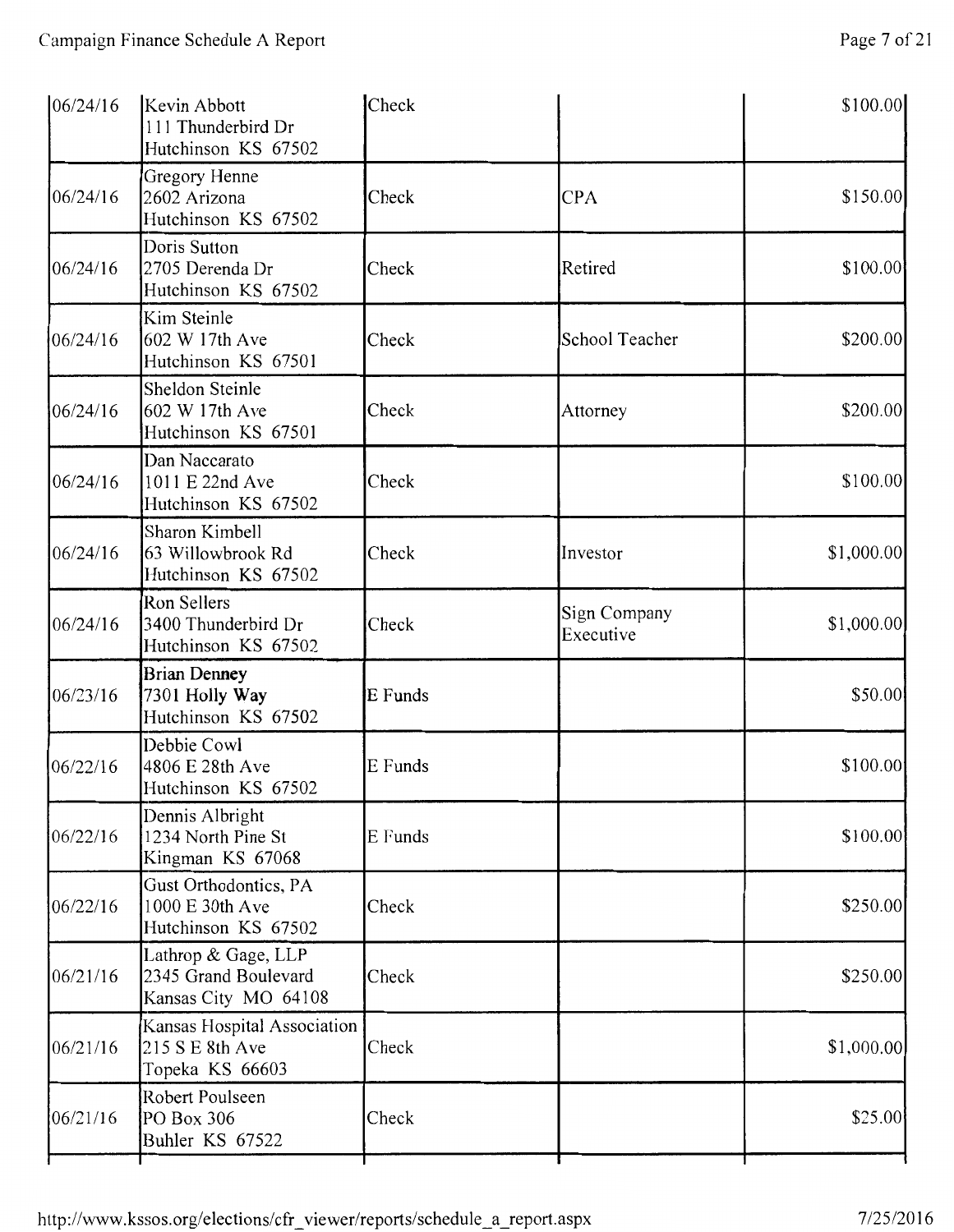| | | | | |
|---|---|---|---|---|
| 06/24/16 | Kevin Abbott<br>111 Thunderbird Dr<br>Hutchinson KS 67502 | Check | | $100.00 |
| 06/24/16 | Gregory Henne<br>2602 Arizona<br>Hutchinson KS 67502 | Check | CPA | $150.00 |
| 06/24/16 | Doris Sutton<br>2705 Derenda Dr<br>Hutchinson KS 67502 | Check | Retired | $100.00 |
| 06/24/16 | Kim Steinle<br>602 W 17th Ave<br>Hutchinson KS 67501 | Check | School Teacher | $200.00 |
| 06/24/16 | Sheldon Steinle<br>602 W 17th Ave<br>Hutchinson KS 67501 | Check | Attorney | $200.00 |
| 06/24/16 | Dan Naccarato<br>1011 E 22nd Ave<br>Hutchinson KS 67502 | Check | | $100.00 |
| 06/24/16 | Sharon Kimbell<br>63 Willowbrook Rd<br>Hutchinson KS 67502 | Check | Investor | $1,000.00 |
| 06/24/16 | Ron Sellers<br>3400 Thunderbird Dr<br>Hutchinson KS 67502 | Check | Sign Company Executive | $1,000.00 |
| 06/23/16 | Brian Denney<br>7301 Holly Way<br>Hutchinson KS 67502 | E Funds | | $50.00 |
| 06/22/16 | Debbie Cowl<br>4806 E 28th Ave<br>Hutchinson KS 67502 | E Funds | | $100.00 |
| 06/22/16 | Dennis Albright<br>1234 North Pine St<br>Kingman KS 67068 | E Funds | | $100.00 |
| 06/22/16 | Gust Orthodontics, PA<br>1000 E 30th Ave<br>Hutchinson KS 67502 | Check | | $250.00 |
| 06/21/16 | Lathrop & Gage, LLP<br>2345 Grand Boulevard<br>Kansas City MO 64108 | Check | | $250.00 |
| 06/21/16 | Kansas Hospital Association<br>215 S E 8th Ave<br>Topeka KS 66603 | Check | | $1,000.00 |
| 06/21/16 | Robert Poulseen<br>PO Box 306<br>Buhler KS 67522 | Check | | $25.00 |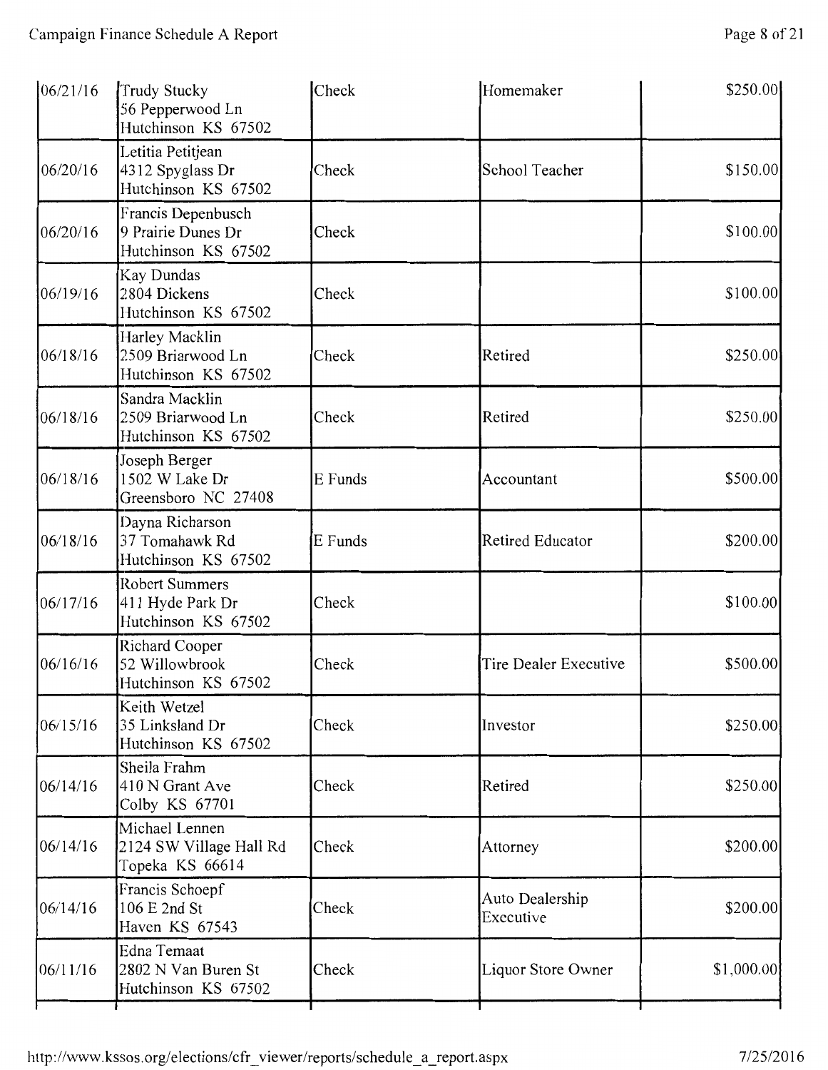| Date | Name / Address | Type | Occupation | Amount |
|---|---|---|---|---|
| 06/21/16 | Trudy Stucky<br>56 Pepperwood Ln<br>Hutchinson KS 67502 | Check | Homemaker | $250.00 |
| 06/20/16 | Letitia Petitjean<br>4312 Spyglass Dr<br>Hutchinson KS 67502 | Check | School Teacher | $150.00 |
| 06/20/16 | Francis Depenbusch<br>9 Prairie Dunes Dr<br>Hutchinson KS 67502 | Check | | $100.00 |
| 06/19/16 | Kay Dundas<br>2804 Dickens<br>Hutchinson KS 67502 | Check | | $100.00 |
| 06/18/16 | Harley Macklin<br>2509 Briarwood Ln<br>Hutchinson KS 67502 | Check | Retired | $250.00 |
| 06/18/16 | Sandra Macklin<br>2509 Briarwood Ln<br>Hutchinson KS 67502 | Check | Retired | $250.00 |
| 06/18/16 | Joseph Berger<br>1502 W Lake Dr<br>Greensboro NC 27408 | E Funds | Accountant | $500.00 |
| 06/18/16 | Dayna Richarson<br>37 Tomahawk Rd<br>Hutchinson KS 67502 | E Funds | Retired Educator | $200.00 |
| 06/17/16 | Robert Summers<br>411 Hyde Park Dr<br>Hutchinson KS 67502 | Check | | $100.00 |
| 06/16/16 | Richard Cooper<br>52 Willowbrook<br>Hutchinson KS 67502 | Check | Tire Dealer Executive | $500.00 |
| 06/15/16 | Keith Wetzel<br>35 Linksland Dr<br>Hutchinson KS 67502 | Check | Investor | $250.00 |
| 06/14/16 | Sheila Frahm<br>410 N Grant Ave<br>Colby KS 67701 | Check | Retired | $250.00 |
| 06/14/16 | Michael Lennen<br>2124 SW Village Hall Rd<br>Topeka KS 66614 | Check | Attorney | $200.00 |
| 06/14/16 | Francis Schoepf<br>106 E 2nd St<br>Haven KS 67543 | Check | Auto Dealership Executive | $200.00 |
| 06/11/16 | Edna Temaat<br>2802 N Van Buren St<br>Hutchinson KS 67502 | Check | Liquor Store Owner | $1,000.00 |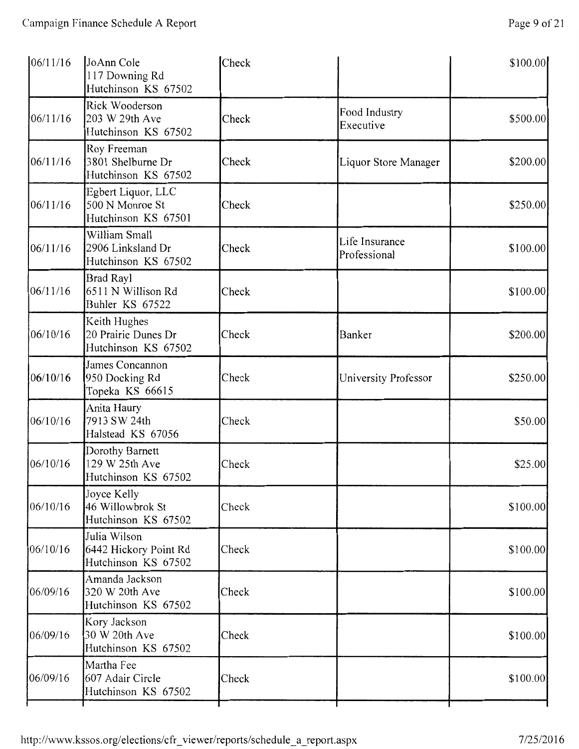| | | | | |
|---|---|---|---|---|
| 06/11/16 | JoAnn Cole<br>117 Downing Rd<br>Hutchinson KS 67502 | Check | | \$100.00 |
| 06/11/16 | Rick Wooderson<br>203 W 29th Ave<br>Hutchinson KS 67502 | Check | Food Industry Executive | \$500.00 |
| 06/11/16 | Roy Freeman<br>3801 Shelburne Dr<br>Hutchinson KS 67502 | Check | Liquor Store Manager | \$200.00 |
| 06/11/16 | Egbert Liquor, LLC<br>500 N Monroe St<br>Hutchinson KS 67501 | Check | | \$250.00 |
| 06/11/16 | William Small<br>2906 Linksland Dr<br>Hutchinson KS 67502 | Check | Life Insurance Professional | \$100.00 |
| 06/11/16 | Brad Rayl<br>6511 N Willison Rd<br>Buhler KS 67522 | Check | | \$100.00 |
| 06/10/16 | Keith Hughes<br>20 Prairie Dunes Dr<br>Hutchinson KS 67502 | Check | Banker | \$200.00 |
| 06/10/16 | James Concannon<br>950 Docking Rd<br>Topeka KS 66615 | Check | University Professor | \$250.00 |
| 06/10/16 | Anita Haury<br>7913 SW 24th<br>Halstead KS 67056 | Check | | \$50.00 |
| 06/10/16 | Dorothy Barnett<br>129 W 25th Ave<br>Hutchinson KS 67502 | Check | | \$25.00 |
| 06/10/16 | Joyce Kelly<br>46 Willowbrok St<br>Hutchinson KS 67502 | Check | | \$100.00 |
| 06/10/16 | Julia Wilson<br>6442 Hickory Point Rd<br>Hutchinson KS 67502 | Check | | \$100.00 |
| 06/09/16 | Amanda Jackson<br>320 W 20th Ave<br>Hutchinson KS 67502 | Check | | \$100.00 |
| 06/09/16 | Kory Jackson<br>30 W 20th Ave<br>Hutchinson KS 67502 | Check | | \$100.00 |
| 06/09/16 | Martha Fee<br>607 Adair Circle<br>Hutchinson KS 67502 | Check | | \$100.00 |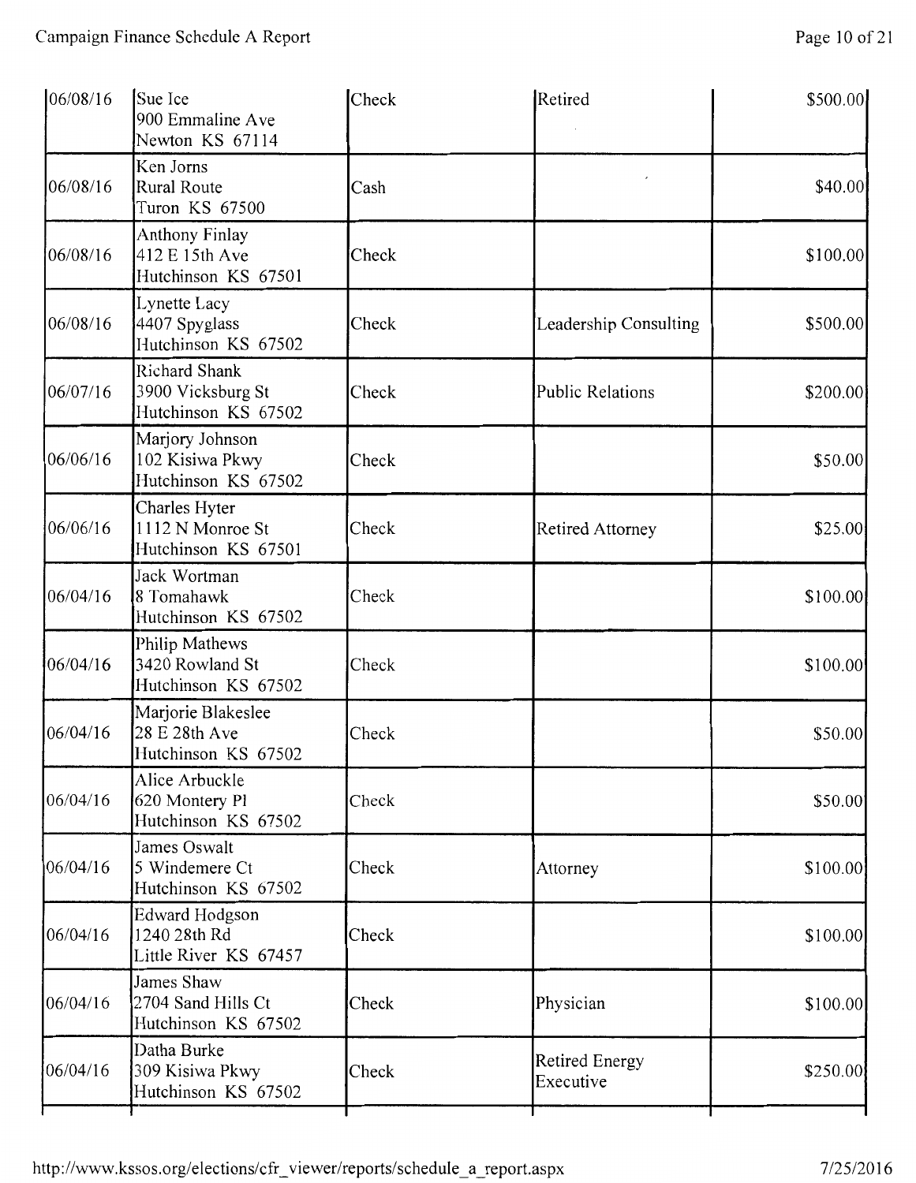| | | | | |
|---|---|---|---|---|
| 06/08/16 | Sue Ice<br>900 Emmaline Ave<br>Newton KS 67114 | Check | Retired | $500.00 |
| 06/08/16 | Ken Jorns<br>Rural Route<br>Turon KS 67500 | Cash | | $40.00 |
| 06/08/16 | Anthony Finlay<br>412 E 15th Ave<br>Hutchinson KS 67501 | Check | | $100.00 |
| 06/08/16 | Lynette Lacy<br>4407 Spyglass<br>Hutchinson KS 67502 | Check | Leadership Consulting | $500.00 |
| 06/07/16 | Richard Shank<br>3900 Vicksburg St<br>Hutchinson KS 67502 | Check | Public Relations | $200.00 |
| 06/06/16 | Marjory Johnson<br>102 Kisiwa Pkwy<br>Hutchinson KS 67502 | Check | | $50.00 |
| 06/06/16 | Charles Hyter<br>1112 N Monroe St<br>Hutchinson KS 67501 | Check | Retired Attorney | $25.00 |
| 06/04/16 | Jack Wortman<br>8 Tomahawk<br>Hutchinson KS 67502 | Check | | $100.00 |
| 06/04/16 | Philip Mathews<br>3420 Rowland St<br>Hutchinson KS 67502 | Check | | $100.00 |
| 06/04/16 | Marjorie Blakeslee<br>28 E 28th Ave<br>Hutchinson KS 67502 | Check | | $50.00 |
| 06/04/16 | Alice Arbuckle<br>620 Montery Pl<br>Hutchinson KS 67502 | Check | | $50.00 |
| 06/04/16 | James Oswalt<br>5 Windemere Ct<br>Hutchinson KS 67502 | Check | Attorney | $100.00 |
| 06/04/16 | Edward Hodgson<br>1240 28th Rd<br>Little River KS 67457 | Check | | $100.00 |
| 06/04/16 | James Shaw<br>2704 Sand Hills Ct<br>Hutchinson KS 67502 | Check | Physician | $100.00 |
| 06/04/16 | Datha Burke<br>309 Kisiwa Pkwy<br>Hutchinson KS 67502 | Check | Retired Energy Executive | $250.00 |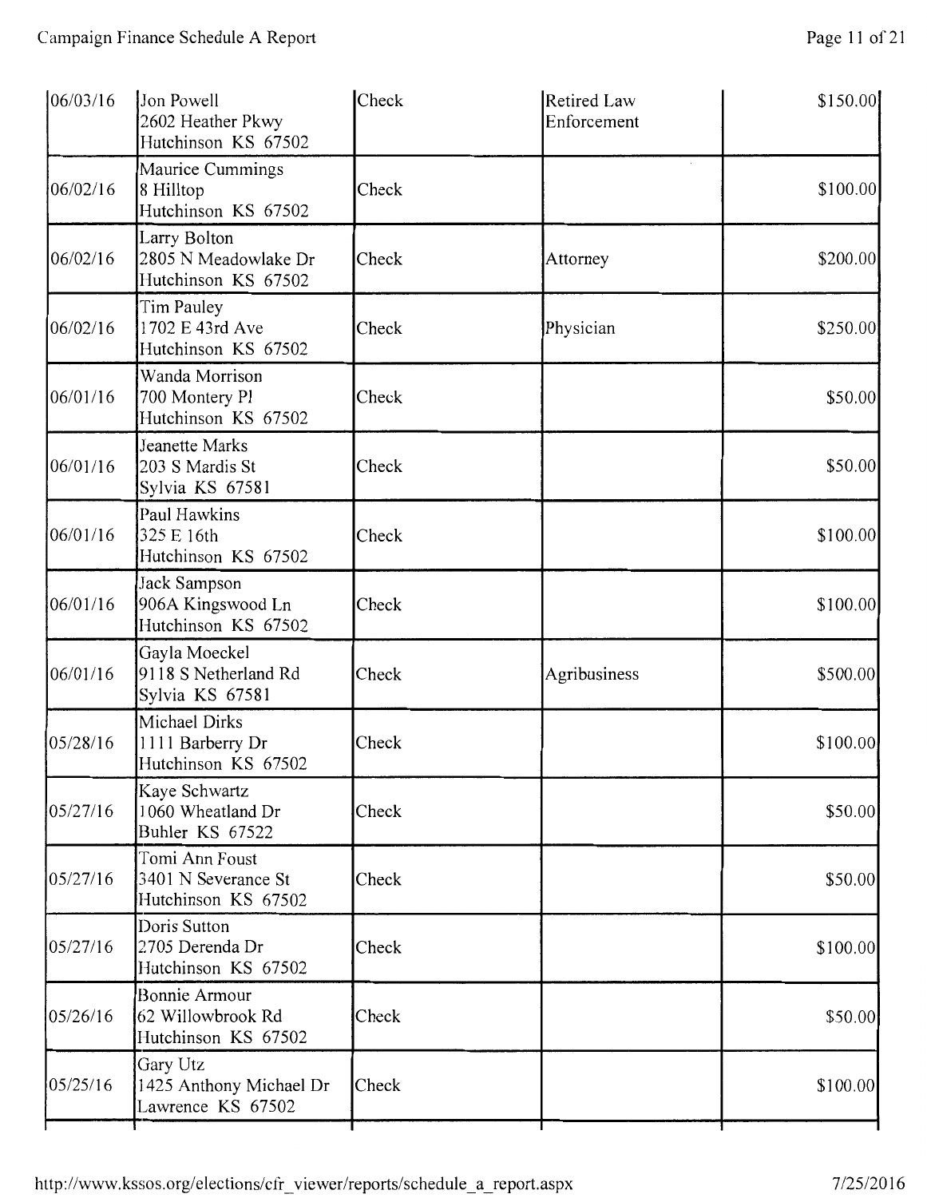| | | | | |
|---|---|---|---|---|
| 06/03/16 | Jon Powell<br>2602 Heather Pkwy<br>Hutchinson KS 67502 | Check | Retired Law Enforcement | $150.00 |
| 06/02/16 | Maurice Cummings<br>8 Hilltop<br>Hutchinson KS 67502 | Check | | $100.00 |
| 06/02/16 | Larry Bolton<br>2805 N Meadowlake Dr<br>Hutchinson KS 67502 | Check | Attorney | $200.00 |
| 06/02/16 | Tim Pauley<br>1702 E 43rd Ave<br>Hutchinson KS 67502 | Check | Physician | $250.00 |
| 06/01/16 | Wanda Morrison<br>700 Montery Pl<br>Hutchinson KS 67502 | Check | | $50.00 |
| 06/01/16 | Jeanette Marks<br>203 S Mardis St<br>Sylvia KS 67581 | Check | | $50.00 |
| 06/01/16 | Paul Hawkins<br>325 E 16th<br>Hutchinson KS 67502 | Check | | $100.00 |
| 06/01/16 | Jack Sampson<br>906A Kingswood Ln<br>Hutchinson KS 67502 | Check | | $100.00 |
| 06/01/16 | Gayla Moeckel<br>9118 S Netherland Rd<br>Sylvia KS 67581 | Check | Agribusiness | $500.00 |
| 05/28/16 | Michael Dirks<br>1111 Barberry Dr<br>Hutchinson KS 67502 | Check | | $100.00 |
| 05/27/16 | Kaye Schwartz<br>1060 Wheatland Dr<br>Buhler KS 67522 | Check | | $50.00 |
| 05/27/16 | Tomi Ann Foust<br>3401 N Severance St<br>Hutchinson KS 67502 | Check | | $50.00 |
| 05/27/16 | Doris Sutton<br>2705 Derenda Dr<br>Hutchinson KS 67502 | Check | | $100.00 |
| 05/26/16 | Bonnie Armour<br>62 Willowbrook Rd<br>Hutchinson KS 67502 | Check | | $50.00 |
| 05/25/16 | Gary Utz<br>1425 Anthony Michael Dr<br>Lawrence KS 67502 | Check | | $100.00 |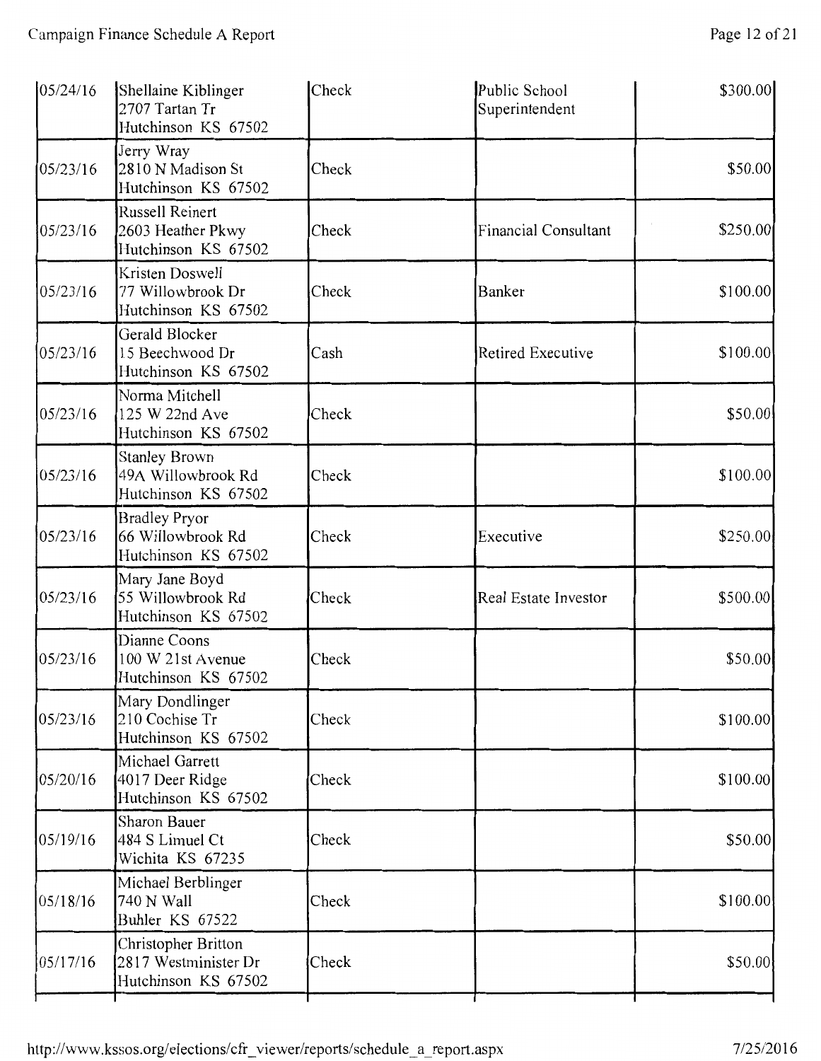| | | | | |
|---|---|---|---|---|
| 05/24/16 | Shellaine Kiblinger<br>2707 Tartan Tr<br>Hutchinson KS 67502 | Check | Public School Superintendent | $300.00 |
| 05/23/16 | Jerry Wray<br>2810 N Madison St<br>Hutchinson KS 67502 | Check | | $50.00 |
| 05/23/16 | Russell Reinert<br>2603 Heather Pkwy<br>Hutchinson KS 67502 | Check | Financial Consultant | $250.00 |
| 05/23/16 | Kristen Doswell<br>77 Willowbrook Dr<br>Hutchinson KS 67502 | Check | Banker | $100.00 |
| 05/23/16 | Gerald Blocker<br>15 Beechwood Dr<br>Hutchinson KS 67502 | Cash | Retired Executive | $100.00 |
| 05/23/16 | Norma Mitchell<br>125 W 22nd Ave<br>Hutchinson KS 67502 | Check | | $50.00 |
| 05/23/16 | Stanley Brown<br>49A Willowbrook Rd<br>Hutchinson KS 67502 | Check | | $100.00 |
| 05/23/16 | Bradley Pryor<br>66 Willowbrook Rd<br>Hutchinson KS 67502 | Check | Executive | $250.00 |
| 05/23/16 | Mary Jane Boyd<br>55 Willowbrook Rd<br>Hutchinson KS 67502 | Check | Real Estate Investor | $500.00 |
| 05/23/16 | Dianne Coons<br>100 W 21st Avenue<br>Hutchinson KS 67502 | Check | | $50.00 |
| 05/23/16 | Mary Dondlinger<br>210 Cochise Tr<br>Hutchinson KS 67502 | Check | | $100.00 |
| 05/20/16 | Michael Garrett<br>4017 Deer Ridge<br>Hutchinson KS 67502 | Check | | $100.00 |
| 05/19/16 | Sharon Bauer<br>484 S Limuel Ct<br>Wichita KS 67235 | Check | | $50.00 |
| 05/18/16 | Michael Berblinger<br>740 N Wall<br>Buhler KS 67522 | Check | | $100.00 |
| 05/17/16 | Christopher Britton<br>2817 Westminister Dr<br>Hutchinson KS 67502 | Check | | $50.00 |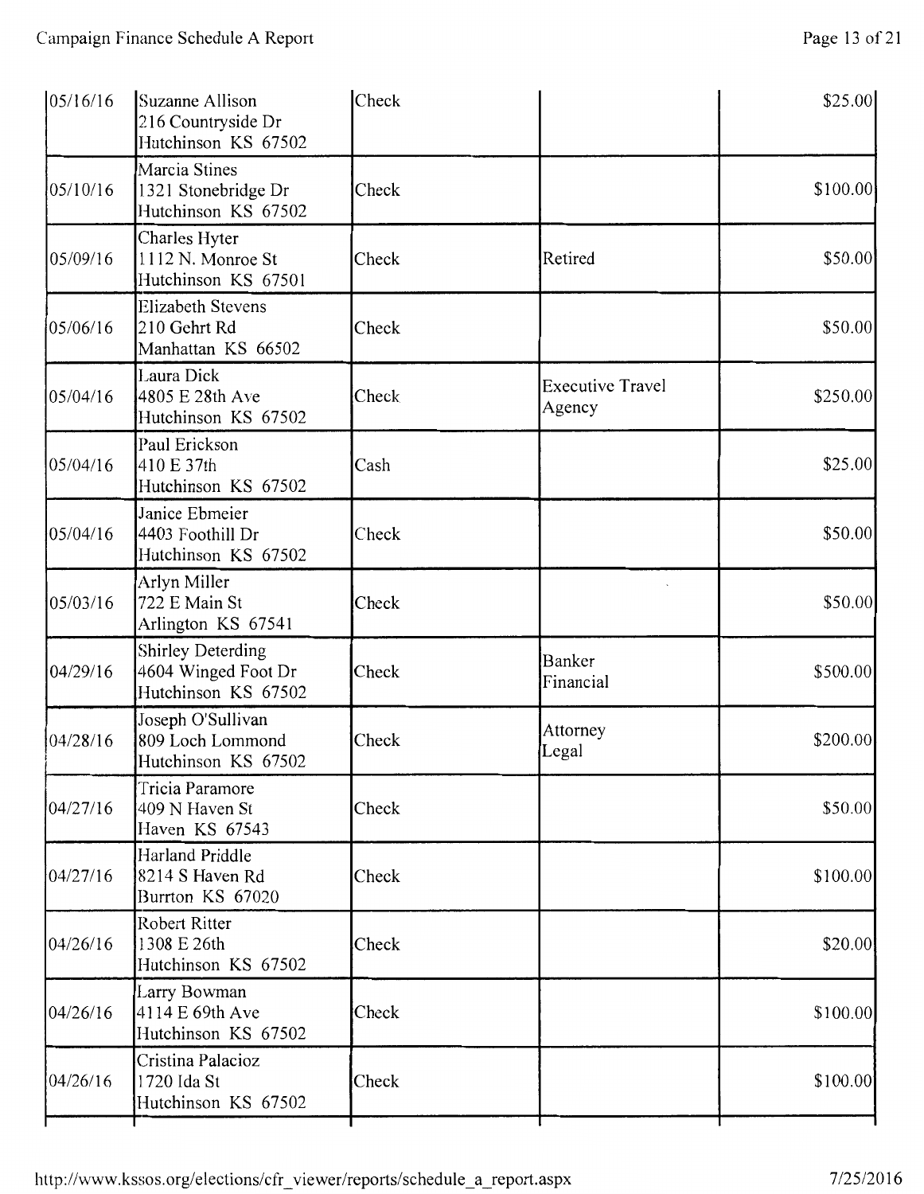| | | | | |
|---|---|---|---|---|
| 05/16/16 | Suzanne Allison<br>216 Countryside Dr<br>Hutchinson KS 67502 | Check | | $25.00 |
| 05/10/16 | Marcia Stines<br>1321 Stonebridge Dr<br>Hutchinson KS 67502 | Check | | $100.00 |
| 05/09/16 | Charles Hyter<br>1112 N. Monroe St<br>Hutchinson KS 67501 | Check | Retired | $50.00 |
| 05/06/16 | Elizabeth Stevens<br>210 Gehrt Rd<br>Manhattan KS 66502 | Check | | $50.00 |
| 05/04/16 | Laura Dick<br>4805 E 28th Ave<br>Hutchinson KS 67502 | Check | Executive Travel Agency | $250.00 |
| 05/04/16 | Paul Erickson<br>410 E 37th<br>Hutchinson KS 67502 | Cash | | $25.00 |
| 05/04/16 | Janice Ebmeier<br>4403 Foothill Dr<br>Hutchinson KS 67502 | Check | | $50.00 |
| 05/03/16 | Arlyn Miller<br>722 E Main St<br>Arlington KS 67541 | Check | | $50.00 |
| 04/29/16 | Shirley Deterding<br>4604 Winged Foot Dr<br>Hutchinson KS 67502 | Check | Banker<br>Financial | $500.00 |
| 04/28/16 | Joseph O'Sullivan<br>809 Loch Lommond<br>Hutchinson KS 67502 | Check | Attorney<br>Legal | $200.00 |
| 04/27/16 | Tricia Paramore<br>409 N Haven St<br>Haven KS 67543 | Check | | $50.00 |
| 04/27/16 | Harland Priddle<br>8214 S Haven Rd<br>Burrton KS 67020 | Check | | $100.00 |
| 04/26/16 | Robert Ritter<br>1308 E 26th<br>Hutchinson KS 67502 | Check | | $20.00 |
| 04/26/16 | Larry Bowman<br>4114 E 69th Ave<br>Hutchinson KS 67502 | Check | | $100.00 |
| 04/26/16 | Cristina Palacioz<br>1720 Ida St<br>Hutchinson KS 67502 | Check | | $100.00 |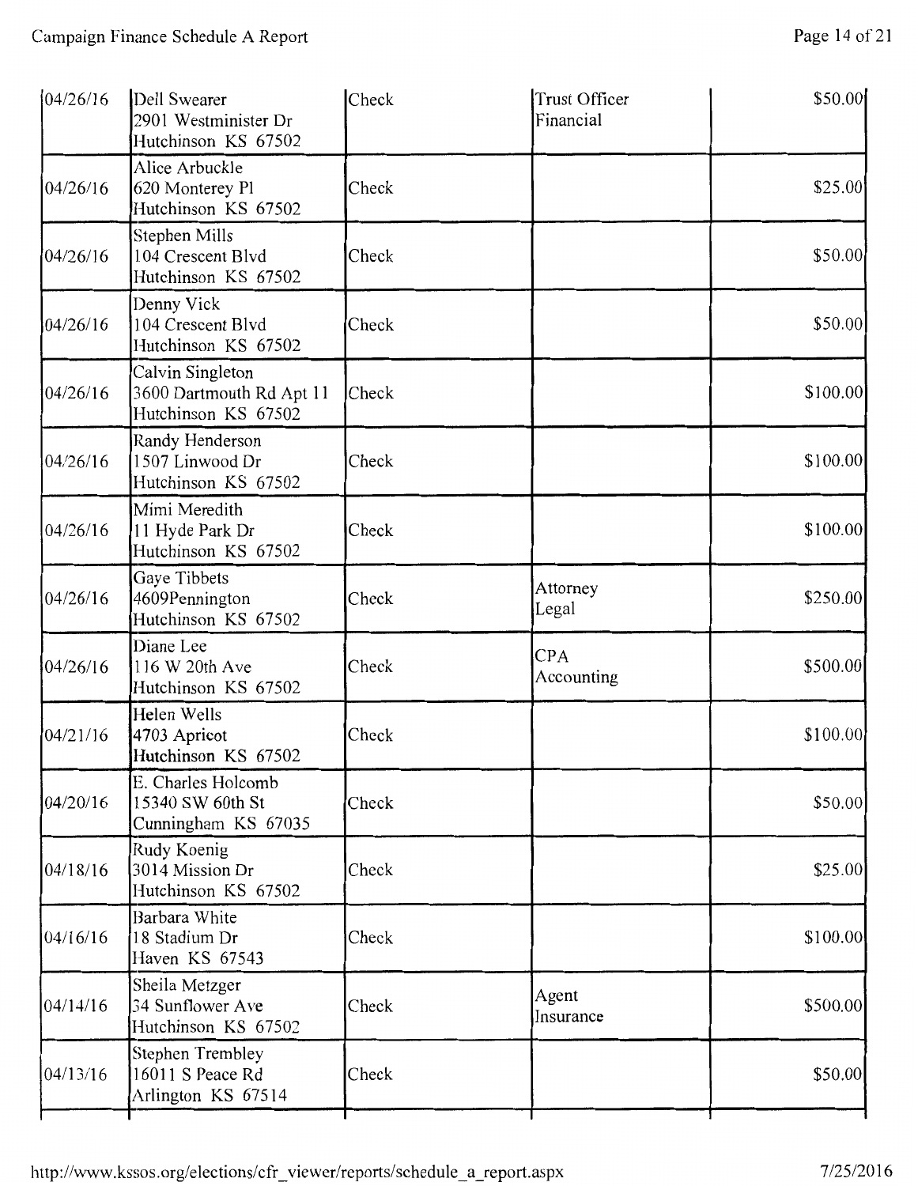| Date | Name / Address | Type | Occupation / Industry | Amount |
|---|---|---|---|---|
| 04/26/16 | Dell Swearer<br>2901 Westminister Dr<br>Hutchinson KS 67502 | Check | Trust Officer<br>Financial | $50.00 |
| 04/26/16 | Alice Arbuckle<br>620 Monterey Pl<br>Hutchinson KS 67502 | Check | | $25.00 |
| 04/26/16 | Stephen Mills<br>104 Crescent Blvd<br>Hutchinson KS 67502 | Check | | $50.00 |
| 04/26/16 | Denny Vick<br>104 Crescent Blvd<br>Hutchinson KS 67502 | Check | | $50.00 |
| 04/26/16 | Calvin Singleton<br>3600 Dartmouth Rd Apt 11<br>Hutchinson KS 67502 | Check | | $100.00 |
| 04/26/16 | Randy Henderson<br>1507 Linwood Dr<br>Hutchinson KS 67502 | Check | | $100.00 |
| 04/26/16 | Mimi Meredith<br>11 Hyde Park Dr<br>Hutchinson KS 67502 | Check | | $100.00 |
| 04/26/16 | Gaye Tibbets<br>4609Pennington<br>Hutchinson KS 67502 | Check | Attorney<br>Legal | $250.00 |
| 04/26/16 | Diane Lee<br>116 W 20th Ave<br>Hutchinson KS 67502 | Check | CPA<br>Accounting | $500.00 |
| 04/21/16 | Helen Wells<br>4703 Apricot<br>Hutchinson KS 67502 | Check | | $100.00 |
| 04/20/16 | E. Charles Holcomb<br>15340 SW 60th St<br>Cunningham KS 67035 | Check | | $50.00 |
| 04/18/16 | Rudy Koenig<br>3014 Mission Dr<br>Hutchinson KS 67502 | Check | | $25.00 |
| 04/16/16 | Barbara White<br>18 Stadium Dr<br>Haven KS 67543 | Check | | $100.00 |
| 04/14/16 | Sheila Metzger<br>34 Sunflower Ave<br>Hutchinson KS 67502 | Check | Agent<br>Insurance | $500.00 |
| 04/13/16 | Stephen Trembley<br>16011 S Peace Rd<br>Arlington KS 67514 | Check | | $50.00 |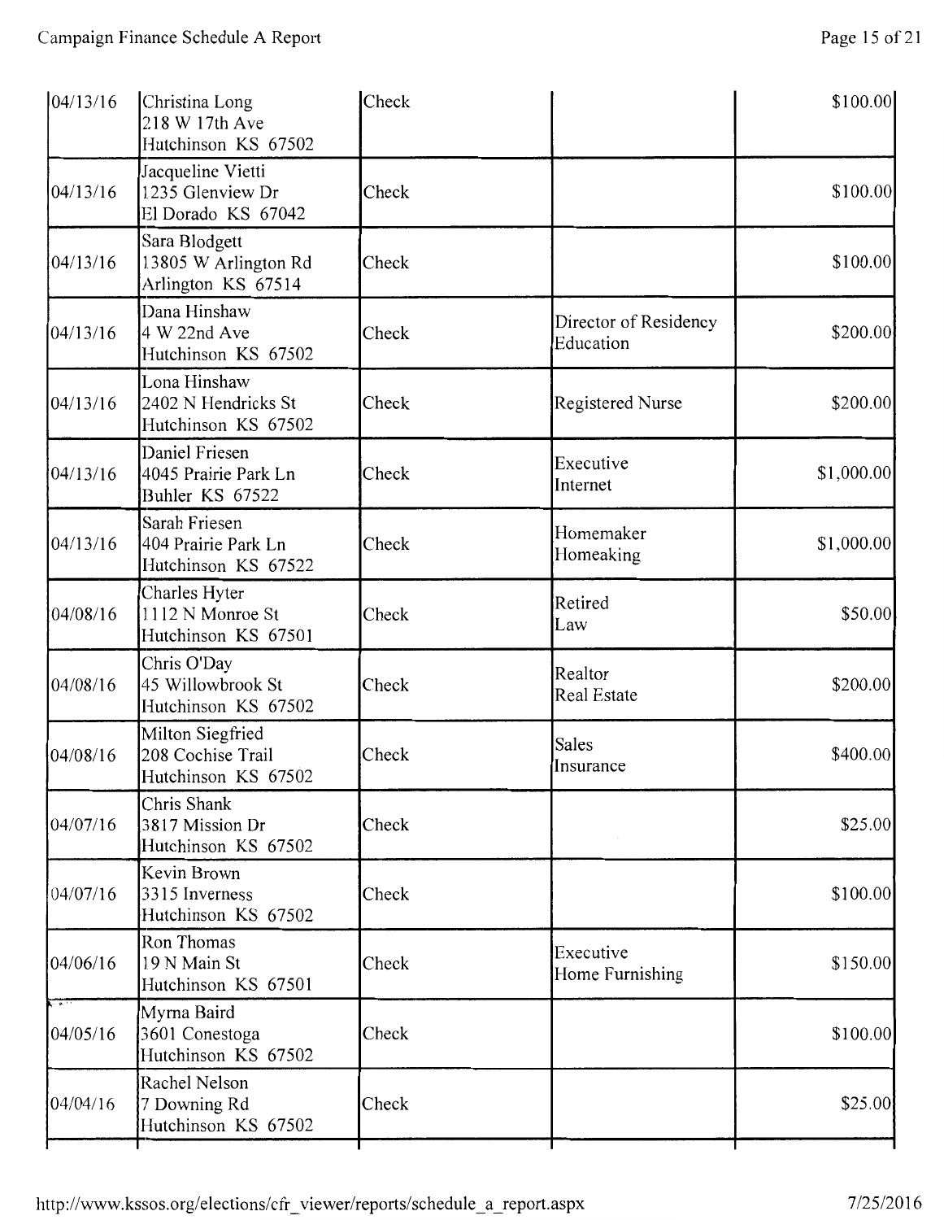| | | | | |
|---|---|---|---|---|
| 04/13/16 | Christina Long<br>218 W 17th Ave<br>Hutchinson KS 67502 | Check | | $100.00 |
| 04/13/16 | Jacqueline Vietti<br>1235 Glenview Dr<br>El Dorado KS 67042 | Check | | $100.00 |
| 04/13/16 | Sara Blodgett<br>13805 W Arlington Rd<br>Arlington KS 67514 | Check | | $100.00 |
| 04/13/16 | Dana Hinshaw<br>4 W 22nd Ave<br>Hutchinson KS 67502 | Check | Director of Residency Education | $200.00 |
| 04/13/16 | Lona Hinshaw<br>2402 N Hendricks St<br>Hutchinson KS 67502 | Check | Registered Nurse | $200.00 |
| 04/13/16 | Daniel Friesen<br>4045 Prairie Park Ln<br>Buhler KS 67522 | Check | Executive<br>Internet | $1,000.00 |
| 04/13/16 | Sarah Friesen<br>404 Prairie Park Ln<br>Hutchinson KS 67522 | Check | Homemaker<br>Homeaking | $1,000.00 |
| 04/08/16 | Charles Hyter<br>1112 N Monroe St<br>Hutchinson KS 67501 | Check | Retired<br>Law | $50.00 |
| 04/08/16 | Chris O'Day<br>45 Willowbrook St<br>Hutchinson KS 67502 | Check | Realtor<br>Real Estate | $200.00 |
| 04/08/16 | Milton Siegfried<br>208 Cochise Trail<br>Hutchinson KS 67502 | Check | Sales<br>Insurance | $400.00 |
| 04/07/16 | Chris Shank<br>3817 Mission Dr<br>Hutchinson KS 67502 | Check | | $25.00 |
| 04/07/16 | Kevin Brown<br>3315 Inverness<br>Hutchinson KS 67502 | Check | | $100.00 |
| 04/06/16 | Ron Thomas<br>19 N Main St<br>Hutchinson KS 67501 | Check | Executive<br>Home Furnishing | $150.00 |
| 04/05/16 | Myrna Baird<br>3601 Conestoga<br>Hutchinson KS 67502 | Check | | $100.00 |
| 04/04/16 | Rachel Nelson<br>7 Downing Rd<br>Hutchinson KS 67502 | Check | | $25.00 |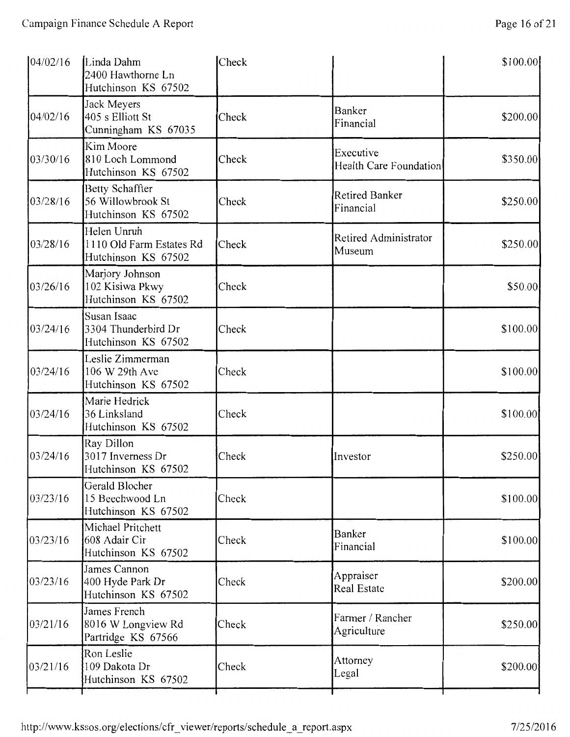| | | | | |
|---|---|---|---|---|
| 04/02/16 | Linda Dahm<br>2400 Hawthorne Ln<br>Hutchinson KS 67502 | Check | | $100.00 |
| 04/02/16 | Jack Meyers<br>405 s Elliott St<br>Cunningham KS 67035 | Check | Banker<br>Financial | $200.00 |
| 03/30/16 | Kim Moore<br>810 Loch Lommond<br>Hutchinson KS 67502 | Check | Executive<br>Health Care Foundation | $350.00 |
| 03/28/16 | Betty Schaffter<br>56 Willowbrook St<br>Hutchinson KS 67502 | Check | Retired Banker<br>Financial | $250.00 |
| 03/28/16 | Helen Unruh<br>1110 Old Farm Estates Rd<br>Hutchinson KS 67502 | Check | Retired Administrator<br>Museum | $250.00 |
| 03/26/16 | Marjory Johnson<br>102 Kisiwa Pkwy<br>Hutchinson KS 67502 | Check | | $50.00 |
| 03/24/16 | Susan Isaac<br>3304 Thunderbird Dr<br>Hutchinson KS 67502 | Check | | $100.00 |
| 03/24/16 | Leslie Zimmerman<br>106 W 29th Ave<br>Hutchinson KS 67502 | Check | | $100.00 |
| 03/24/16 | Marie Hedrick<br>36 Linksland<br>Hutchinson KS 67502 | Check | | $100.00 |
| 03/24/16 | Ray Dillon<br>3017 Inverness Dr<br>Hutchinson KS 67502 | Check | Investor | $250.00 |
| 03/23/16 | Gerald Blocher<br>15 Beechwood Ln<br>Hutchinson KS 67502 | Check | | $100.00 |
| 03/23/16 | Michael Pritchett<br>608 Adair Cir<br>Hutchinson KS 67502 | Check | Banker<br>Financial | $100.00 |
| 03/23/16 | James Cannon<br>400 Hyde Park Dr<br>Hutchinson KS 67502 | Check | Appraiser<br>Real Estate | $200.00 |
| 03/21/16 | James French<br>8016 W Longview Rd<br>Partridge KS 67566 | Check | Farmer / Rancher<br>Agriculture | $250.00 |
| 03/21/16 | Ron Leslie<br>109 Dakota Dr<br>Hutchinson KS 67502 | Check | Attorney<br>Legal | $200.00 |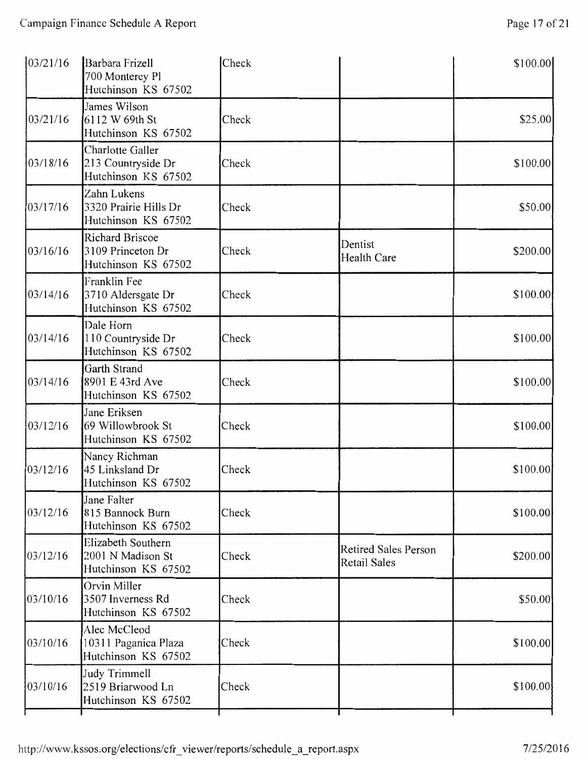| | | | | |
|---|---|---|---|---|
| 03/21/16 | Barbara Frizell<br>700 Monterey Pl<br>Hutchinson KS 67502 | Check | | $100.00 |
| 03/21/16 | James Wilson<br>6112 W 69th St<br>Hutchinson KS 67502 | Check | | $25.00 |
| 03/18/16 | Charlotte Galler<br>213 Countryside Dr<br>Hutchinson KS 67502 | Check | | $100.00 |
| 03/17/16 | Zahn Lukens<br>3320 Prairie Hills Dr<br>Hutchinson KS 67502 | Check | | $50.00 |
| 03/16/16 | Richard Briscoe<br>3109 Princeton Dr<br>Hutchinson KS 67502 | Check | Dentist<br>Health Care | $200.00 |
| 03/14/16 | Franklin Fee<br>3710 Aldersgate Dr<br>Hutchinson KS 67502 | Check | | $100.00 |
| 03/14/16 | Dale Horn<br>110 Countryside Dr<br>Hutchinson KS 67502 | Check | | $100.00 |
| 03/14/16 | Garth Strand<br>8901 E 43rd Ave<br>Hutchinson KS 67502 | Check | | $100.00 |
| 03/12/16 | Jane Eriksen<br>69 Willowbrook St<br>Hutchinson KS 67502 | Check | | $100.00 |
| 03/12/16 | Nancy Richman<br>45 Linksland Dr<br>Hutchinson KS 67502 | Check | | $100.00 |
| 03/12/16 | Jane Falter<br>815 Bannock Burn<br>Hutchinson KS 67502 | Check | | $100.00 |
| 03/12/16 | Elizabeth Southern<br>2001 N Madison St<br>Hutchinson KS 67502 | Check | Retired Sales Person<br>Retail Sales | $200.00 |
| 03/10/16 | Orvin Miller<br>3507 Inverness Rd<br>Hutchinson KS 67502 | Check | | $50.00 |
| 03/10/16 | Alec McCleod<br>10311 Paganica Plaza<br>Hutchinson KS 67502 | Check | | $100.00 |
| 03/10/16 | Judy Trimmell<br>2519 Briarwood Ln<br>Hutchinson KS 67502 | Check | | $100.00 |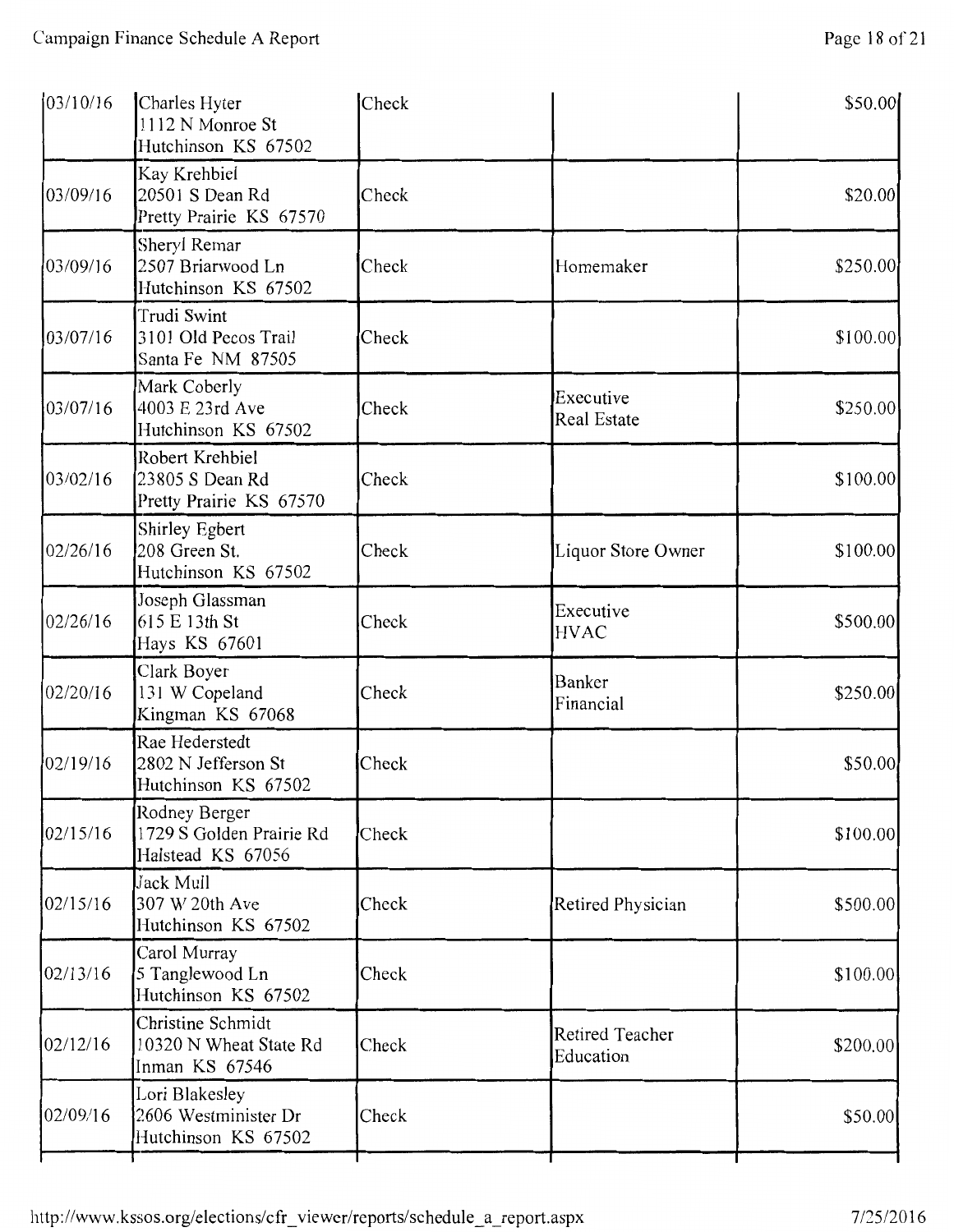| | | | | |
|---|---|---|---|---|
| 03/10/16 | Charles Hyter<br>1112 N Monroe St<br>Hutchinson KS 67502 | Check | | $50.00 |
| 03/09/16 | Kay Krehbiel<br>20501 S Dean Rd<br>Pretty Prairie KS 67570 | Check | | $20.00 |
| 03/09/16 | Sheryl Remar<br>2507 Briarwood Ln<br>Hutchinson KS 67502 | Check | Homemaker | $250.00 |
| 03/07/16 | Trudi Swint<br>3101 Old Pecos Trail<br>Santa Fe NM 87505 | Check | | $100.00 |
| 03/07/16 | Mark Coberly<br>4003 E 23rd Ave<br>Hutchinson KS 67502 | Check | Executive<br>Real Estate | $250.00 |
| 03/02/16 | Robert Krehbiel<br>23805 S Dean Rd<br>Pretty Prairie KS 67570 | Check | | $100.00 |
| 02/26/16 | Shirley Egbert<br>208 Green St.<br>Hutchinson KS 67502 | Check | Liquor Store Owner | $100.00 |
| 02/26/16 | Joseph Glassman<br>615 E 13th St<br>Hays KS 67601 | Check | Executive<br>HVAC | $500.00 |
| 02/20/16 | Clark Boyer<br>131 W Copeland<br>Kingman KS 67068 | Check | Banker<br>Financial | $250.00 |
| 02/19/16 | Rae Hederstedt<br>2802 N Jefferson St<br>Hutchinson KS 67502 | Check | | $50.00 |
| 02/15/16 | Rodney Berger<br>1729 S Golden Prairie Rd<br>Halstead KS 67056 | Check | | $100.00 |
| 02/15/16 | Jack Mull<br>307 W 20th Ave<br>Hutchinson KS 67502 | Check | Retired Physician | $500.00 |
| 02/13/16 | Carol Murray<br>5 Tanglewood Ln<br>Hutchinson KS 67502 | Check | | $100.00 |
| 02/12/16 | Christine Schmidt<br>10320 N Wheat State Rd<br>Inman KS 67546 | Check | Retired Teacher<br>Education | $200.00 |
| 02/09/16 | Lori Blakesley<br>2606 Westminister Dr<br>Hutchinson KS 67502 | Check | | $50.00 |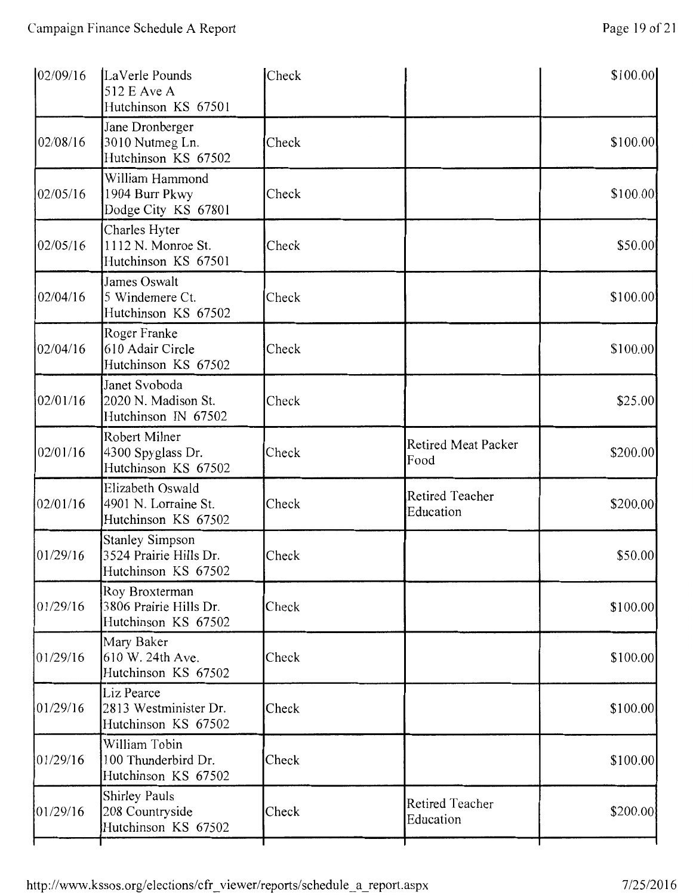| | | | | |
|---|---|---|---|---|
| 02/09/16 | LaVerle Pounds<br>512 E Ave A<br>Hutchinson KS 67501 | Check | | $100.00 |
| 02/08/16 | Jane Dronberger<br>3010 Nutmeg Ln.<br>Hutchinson KS 67502 | Check | | $100.00 |
| 02/05/16 | William Hammond<br>1904 Burr Pkwy<br>Dodge City KS 67801 | Check | | $100.00 |
| 02/05/16 | Charles Hyter<br>1112 N. Monroe St.<br>Hutchinson KS 67501 | Check | | $50.00 |
| 02/04/16 | James Oswalt<br>5 Windemere Ct.<br>Hutchinson KS 67502 | Check | | $100.00 |
| 02/04/16 | Roger Franke<br>610 Adair Circle<br>Hutchinson KS 67502 | Check | | $100.00 |
| 02/01/16 | Janet Svoboda<br>2020 N. Madison St.<br>Hutchinson IN 67502 | Check | | $25.00 |
| 02/01/16 | Robert Milner<br>4300 Spyglass Dr.<br>Hutchinson KS 67502 | Check | Retired Meat Packer<br>Food | $200.00 |
| 02/01/16 | Elizabeth Oswald<br>4901 N. Lorraine St.<br>Hutchinson KS 67502 | Check | Retired Teacher<br>Education | $200.00 |
| 01/29/16 | Stanley Simpson<br>3524 Prairie Hills Dr.<br>Hutchinson KS 67502 | Check | | $50.00 |
| 01/29/16 | Roy Broxterman<br>3806 Prairie Hills Dr.<br>Hutchinson KS 67502 | Check | | $100.00 |
| 01/29/16 | Mary Baker<br>610 W. 24th Ave.<br>Hutchinson KS 67502 | Check | | $100.00 |
| 01/29/16 | Liz Pearce<br>2813 Westminister Dr.<br>Hutchinson KS 67502 | Check | | $100.00 |
| 01/29/16 | William Tobin<br>100 Thunderbird Dr.<br>Hutchinson KS 67502 | Check | | $100.00 |
| 01/29/16 | Shirley Pauls<br>208 Countryside<br>Hutchinson KS 67502 | Check | Retired Teacher<br>Education | $200.00 |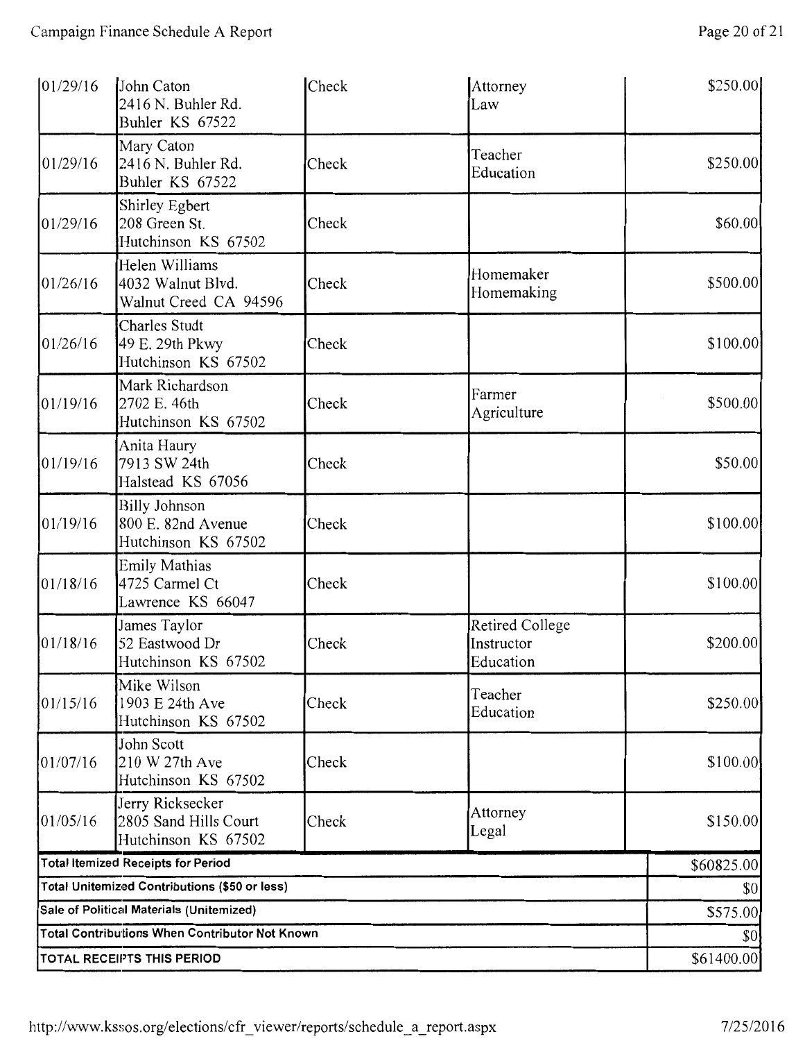| | | | | |
|---|---|---|---|---|
| 01/29/16 | John Caton<br>2416 N. Buhler Rd.<br>Buhler KS 67522 | Check | Attorney<br>Law | $250.00 |
| 01/29/16 | Mary Caton<br>2416 N. Buhler Rd.<br>Buhler KS 67522 | Check | Teacher<br>Education | $250.00 |
| 01/29/16 | Shirley Egbert<br>208 Green St.<br>Hutchinson KS 67502 | Check | | $60.00 |
| 01/26/16 | Helen Williams<br>4032 Walnut Blvd.<br>Walnut Creed CA 94596 | Check | Homemaker<br>Homemaking | $500.00 |
| 01/26/16 | Charles Studt<br>49 E. 29th Pkwy<br>Hutchinson KS 67502 | Check | | $100.00 |
| 01/19/16 | Mark Richardson<br>2702 E. 46th<br>Hutchinson KS 67502 | Check | Farmer<br>Agriculture | $500.00 |
| 01/19/16 | Anita Haury<br>7913 SW 24th<br>Halstead KS 67056 | Check | | $50.00 |
| 01/19/16 | Billy Johnson<br>800 E. 82nd Avenue<br>Hutchinson KS 67502 | Check | | $100.00 |
| 01/18/16 | Emily Mathias<br>4725 Carmel Ct<br>Lawrence KS 66047 | Check | | $100.00 |
| 01/18/16 | James Taylor<br>52 Eastwood Dr<br>Hutchinson KS 67502 | Check | Retired College Instructor<br>Education | $200.00 |
| 01/15/16 | Mike Wilson<br>1903 E 24th Ave<br>Hutchinson KS 67502 | Check | Teacher<br>Education | $250.00 |
| 01/07/16 | John Scott<br>210 W 27th Ave<br>Hutchinson KS 67502 | Check | | $100.00 |
| 01/05/16 | Jerry Ricksecker<br>2805 Sand Hills Court<br>Hutchinson KS 67502 | Check | Attorney<br>Legal | $150.00 |
| **Total Itemized Receipts for Period** | | | | $60825.00 |
| **Total Unitemized Contributions ($50 or less)** | | | | $0 |
| **Sale of Political Materials (Unitemized)** | | | | $575.00 |
| **Total Contributions When Contributor Not Known** | | | | $0 |
| **TOTAL RECEIPTS THIS PERIOD** | | | | $61400.00 |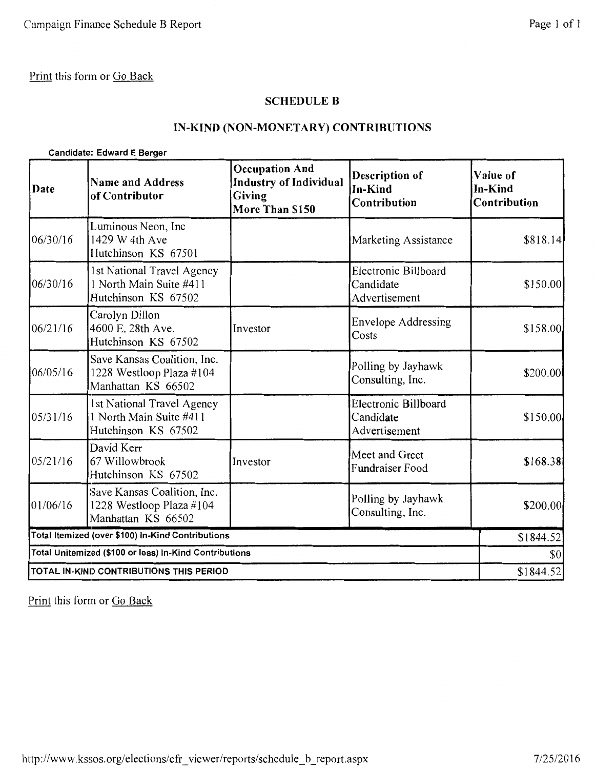Print this form or Go Back

## SCHEDULE B

## IN-KIND (NON-MONETARY) CONTRIBUTIONS

**Candidate: Edward E Berger**

| Date | Name and Address of Contributor | Occupation And Industry of Individual Giving More Than $150 | Description of In-Kind Contribution | Value of In-Kind Contribution |
|---|---|---|---|---|
| 06/30/16 | Luminous Neon, Inc<br>1429 W 4th Ave<br>Hutchinson KS 67501 | | Marketing Assistance | $818.14 |
| 06/30/16 | 1st National Travel Agency<br>1 North Main Suite #411<br>Hutchinson KS 67502 | | Electronic Billboard Candidate Advertisement | $150.00 |
| 06/21/16 | Carolyn Dillon<br>4600 E. 28th Ave.<br>Hutchinson KS 67502 | Investor | Envelope Addressing Costs | $158.00 |
| 06/05/16 | Save Kansas Coalition, Inc.<br>1228 Westloop Plaza #104<br>Manhattan KS 66502 | | Polling by Jayhawk Consulting, Inc. | $200.00 |
| 05/31/16 | 1st National Travel Agency<br>1 North Main Suite #411<br>Hutchinson KS 67502 | | Electronic Billboard Candidate Advertisement | $150.00 |
| 05/21/16 | David Kerr<br>67 Willowbrook<br>Hutchinson KS 67502 | Investor | Meet and Greet Fundraiser Food | $168.38 |
| 01/06/16 | Save Kansas Coalition, Inc.<br>1228 Westloop Plaza #104<br>Manhattan KS 66502 | | Polling by Jayhawk Consulting, Inc. | $200.00 |
| **Total Itemized (over $100) In-Kind Contributions** | | | | $1844.52 |
| **Total Unitemized ($100 or less) In-Kind Contributions** | | | | $0 |
| **TOTAL IN-KIND CONTRIBUTIONS THIS PERIOD** | | | | $1844.52 |

Print this form or Go Back

http://www.kssos.org/elections/cfr_viewer/reports/schedule_b_report.aspx 7/25/2016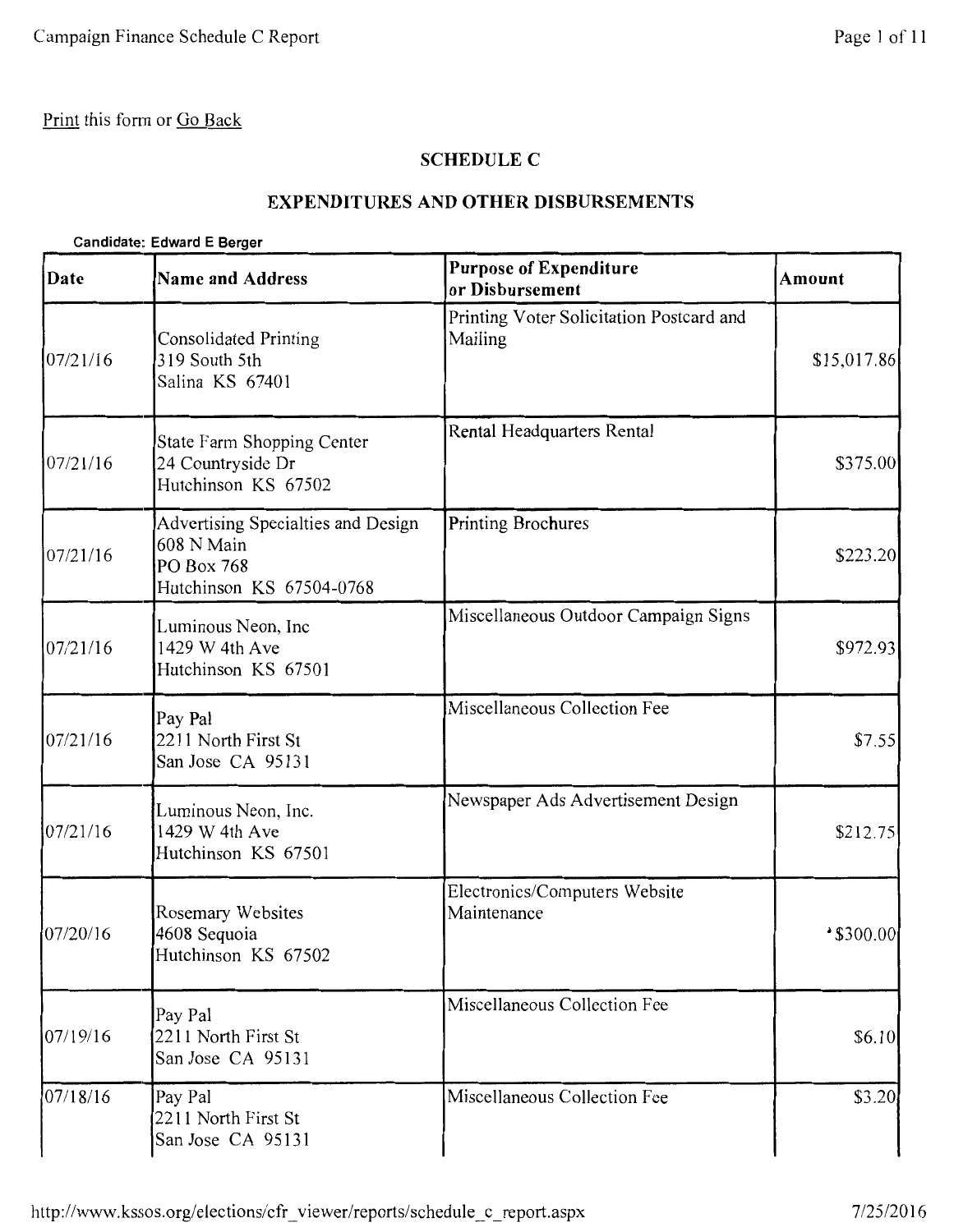Print this form or Go Back

## SCHEDULE C

## EXPENDITURES AND OTHER DISBURSEMENTS

**Candidate: Edward E Berger**

| Date | Name and Address | Purpose of Expenditure or Disbursement | Amount |
|---|---|---|---|
| 07/21/16 | Consolidated Printing<br>319 South 5th<br>Salina KS 67401 | Printing Voter Solicitation Postcard and Mailing | $15,017.86 |
| 07/21/16 | State Farm Shopping Center<br>24 Countryside Dr<br>Hutchinson KS 67502 | Rental Headquarters Rental | $375.00 |
| 07/21/16 | Advertising Specialties and Design<br>608 N Main<br>PO Box 768<br>Hutchinson KS 67504-0768 | Printing Brochures | $223.20 |
| 07/21/16 | Luminous Neon, Inc<br>1429 W 4th Ave<br>Hutchinson KS 67501 | Miscellaneous Outdoor Campaign Signs | $972.93 |
| 07/21/16 | Pay Pal<br>2211 North First St<br>San Jose CA 95131 | Miscellaneous Collection Fee | $7.55 |
| 07/21/16 | Luminous Neon, Inc.<br>1429 W 4th Ave<br>Hutchinson KS 67501 | Newspaper Ads Advertisement Design | $212.75 |
| 07/20/16 | Rosemary Websites<br>4608 Sequoia<br>Hutchinson KS 67502 | Electronics/Computers Website Maintenance | $300.00 |
| 07/19/16 | Pay Pal<br>2211 North First St<br>San Jose CA 95131 | Miscellaneous Collection Fee | $6.10 |
| 07/18/16 | Pay Pal<br>2211 North First St<br>San Jose CA 95131 | Miscellaneous Collection Fee | $3.20 |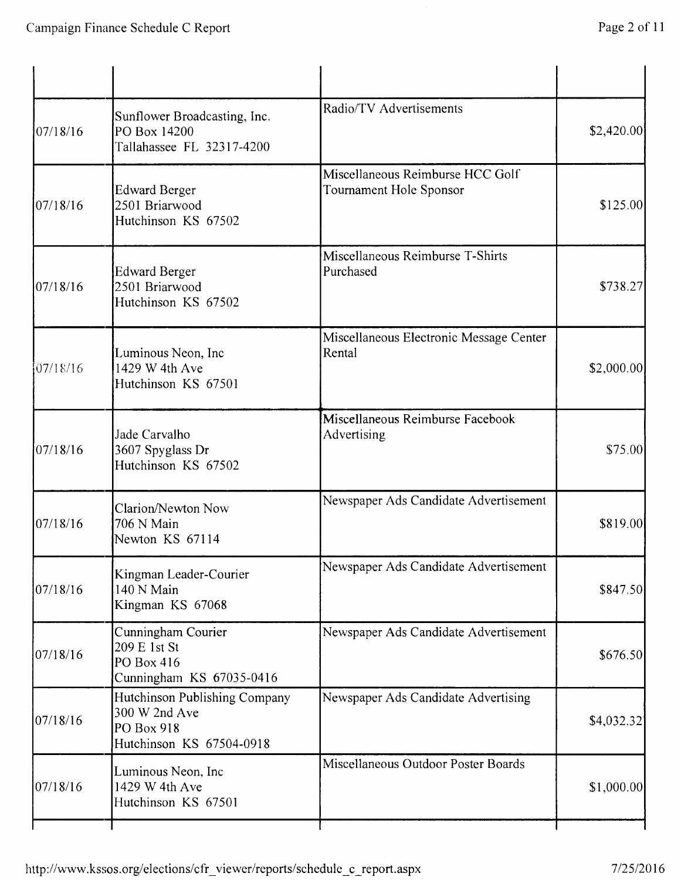| | | | |
|---|---|---|---|
| 07/18/16 | Sunflower Broadcasting, Inc.<br>PO Box 14200<br>Tallahassee FL 32317-4200 | Radio/TV Advertisements | $2,420.00 |
| 07/18/16 | Edward Berger<br>2501 Briarwood<br>Hutchinson KS 67502 | Miscellaneous Reimburse HCC Golf Tournament Hole Sponsor | $125.00 |
| 07/18/16 | Edward Berger<br>2501 Briarwood<br>Hutchinson KS 67502 | Miscellaneous Reimburse T-Shirts Purchased | $738.27 |
| 07/18/16 | Luminous Neon, Inc<br>1429 W 4th Ave<br>Hutchinson KS 67501 | Miscellaneous Electronic Message Center Rental | $2,000.00 |
| 07/18/16 | Jade Carvalho<br>3607 Spyglass Dr<br>Hutchinson KS 67502 | Miscellaneous Reimburse Facebook Advertising | $75.00 |
| 07/18/16 | Clarion/Newton Now<br>706 N Main<br>Newton KS 67114 | Newspaper Ads Candidate Advertisement | $819.00 |
| 07/18/16 | Kingman Leader-Courier<br>140 N Main<br>Kingman KS 67068 | Newspaper Ads Candidate Advertisement | $847.50 |
| 07/18/16 | Cunningham Courier<br>209 E 1st St<br>PO Box 416<br>Cunningham KS 67035-0416 | Newspaper Ads Candidate Advertisement | $676.50 |
| 07/18/16 | Hutchinson Publishing Company<br>300 W 2nd Ave<br>PO Box 918<br>Hutchinson KS 67504-0918 | Newspaper Ads Candidate Advertising | $4,032.32 |
| 07/18/16 | Luminous Neon, Inc<br>1429 W 4th Ave<br>Hutchinson KS 67501 | Miscellaneous Outdoor Poster Boards | $1,000.00 |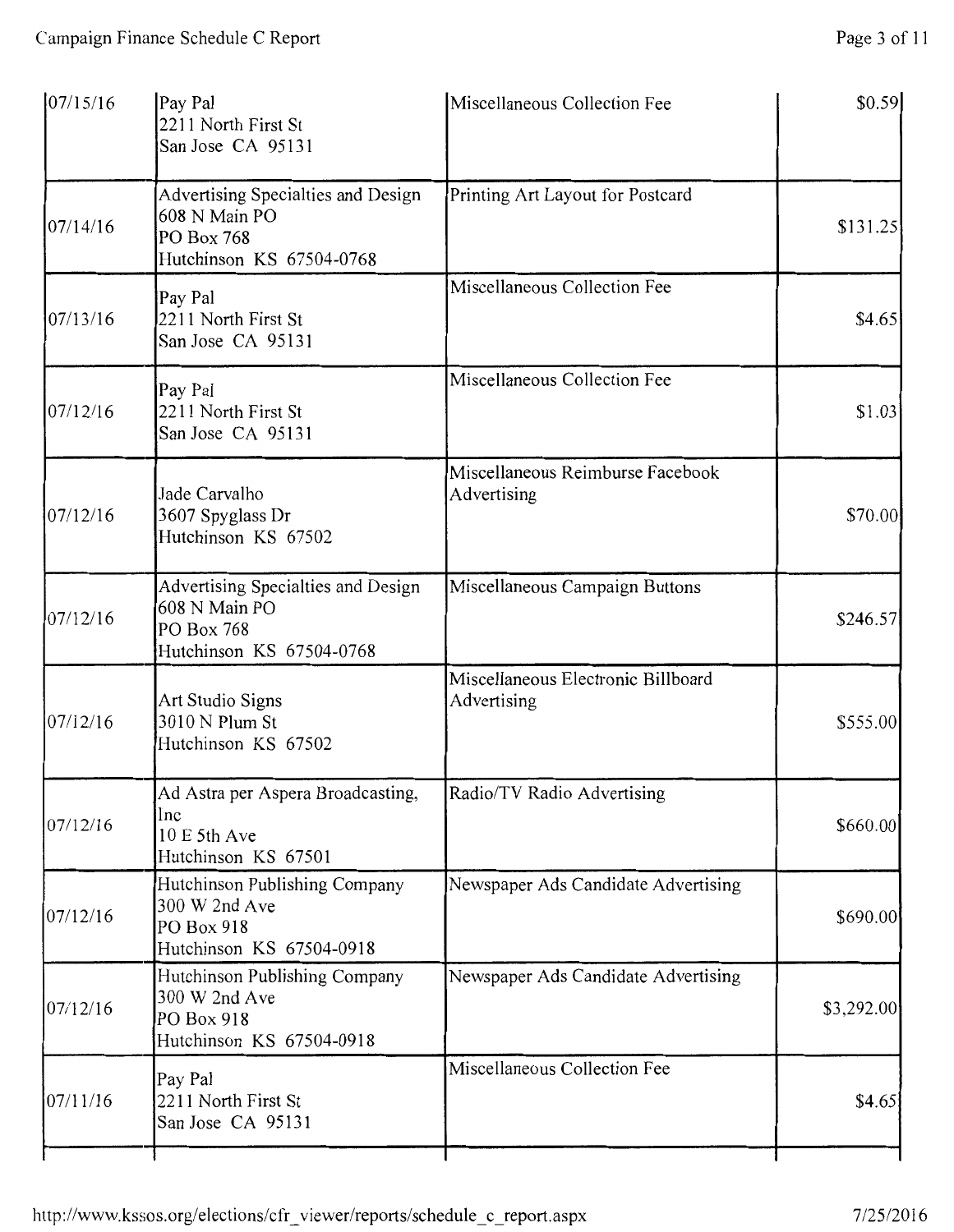| | | | |
|---|---|---|---|
| 07/15/16 | Pay Pal<br>2211 North First St<br>San Jose CA 95131 | Miscellaneous Collection Fee | $0.59 |
| 07/14/16 | Advertising Specialties and Design<br>608 N Main PO<br>PO Box 768<br>Hutchinson KS 67504-0768 | Printing Art Layout for Postcard | $131.25 |
| 07/13/16 | Pay Pal<br>2211 North First St<br>San Jose CA 95131 | Miscellaneous Collection Fee | $4.65 |
| 07/12/16 | Pay Pal<br>2211 North First St<br>San Jose CA 95131 | Miscellaneous Collection Fee | $1.03 |
| 07/12/16 | Jade Carvalho<br>3607 Spyglass Dr<br>Hutchinson KS 67502 | Miscellaneous Reimburse Facebook Advertising | $70.00 |
| 07/12/16 | Advertising Specialties and Design<br>608 N Main PO<br>PO Box 768<br>Hutchinson KS 67504-0768 | Miscellaneous Campaign Buttons | $246.57 |
| 07/12/16 | Art Studio Signs<br>3010 N Plum St<br>Hutchinson KS 67502 | Miscellaneous Electronic Billboard Advertising | $555.00 |
| 07/12/16 | Ad Astra per Aspera Broadcasting, Inc<br>10 E 5th Ave<br>Hutchinson KS 67501 | Radio/TV Radio Advertising | $660.00 |
| 07/12/16 | Hutchinson Publishing Company<br>300 W 2nd Ave<br>PO Box 918<br>Hutchinson KS 67504-0918 | Newspaper Ads Candidate Advertising | $690.00 |
| 07/12/16 | Hutchinson Publishing Company<br>300 W 2nd Ave<br>PO Box 918<br>Hutchinson KS 67504-0918 | Newspaper Ads Candidate Advertising | $3,292.00 |
| 07/11/16 | Pay Pal<br>2211 North First St<br>San Jose CA 95131 | Miscellaneous Collection Fee | $4.65 |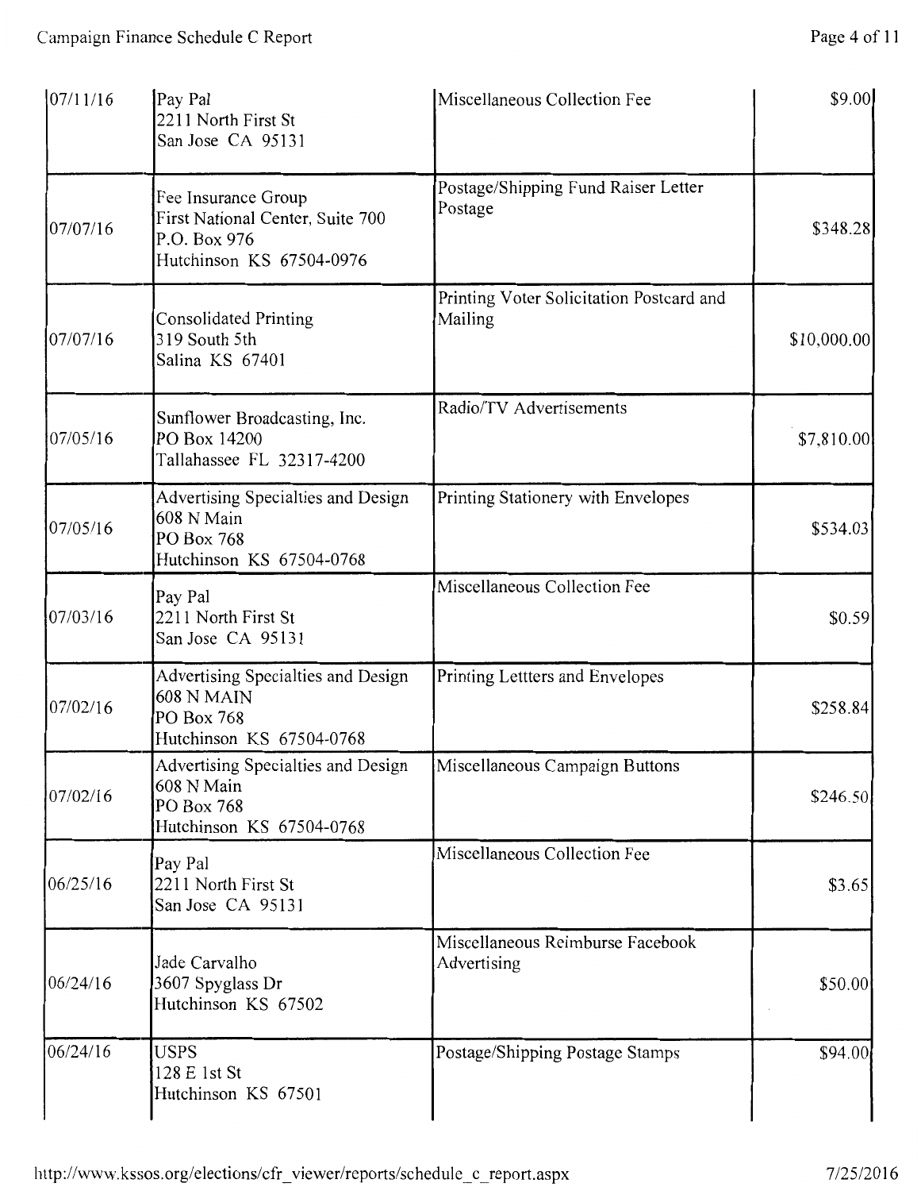| | | | |
|---|---|---|---|
| 07/11/16 | Pay Pal<br>2211 North First St<br>San Jose CA 95131 | Miscellaneous Collection Fee | $9.00 |
| 07/07/16 | Fee Insurance Group<br>First National Center, Suite 700<br>P.O. Box 976<br>Hutchinson KS 67504-0976 | Postage/Shipping Fund Raiser Letter Postage | $348.28 |
| 07/07/16 | Consolidated Printing<br>319 South 5th<br>Salina KS 67401 | Printing Voter Solicitation Postcard and Mailing | $10,000.00 |
| 07/05/16 | Sunflower Broadcasting, Inc.<br>PO Box 14200<br>Tallahassee FL 32317-4200 | Radio/TV Advertisements | $7,810.00 |
| 07/05/16 | Advertising Specialties and Design<br>608 N Main<br>PO Box 768<br>Hutchinson KS 67504-0768 | Printing Stationery with Envelopes | $534.03 |
| 07/03/16 | Pay Pal<br>2211 North First St<br>San Jose CA 95131 | Miscellaneous Collection Fee | $0.59 |
| 07/02/16 | Advertising Specialties and Design<br>608 N MAIN<br>PO Box 768<br>Hutchinson KS 67504-0768 | Printing Lettters and Envelopes | $258.84 |
| 07/02/16 | Advertising Specialties and Design<br>608 N Main<br>PO Box 768<br>Hutchinson KS 67504-0768 | Miscellaneous Campaign Buttons | $246.50 |
| 06/25/16 | Pay Pal<br>2211 North First St<br>San Jose CA 95131 | Miscellaneous Collection Fee | $3.65 |
| 06/24/16 | Jade Carvalho<br>3607 Spyglass Dr<br>Hutchinson KS 67502 | Miscellaneous Reimburse Facebook Advertising | $50.00 |
| 06/24/16 | USPS<br>128 E 1st St<br>Hutchinson KS 67501 | Postage/Shipping Postage Stamps | $94.00 |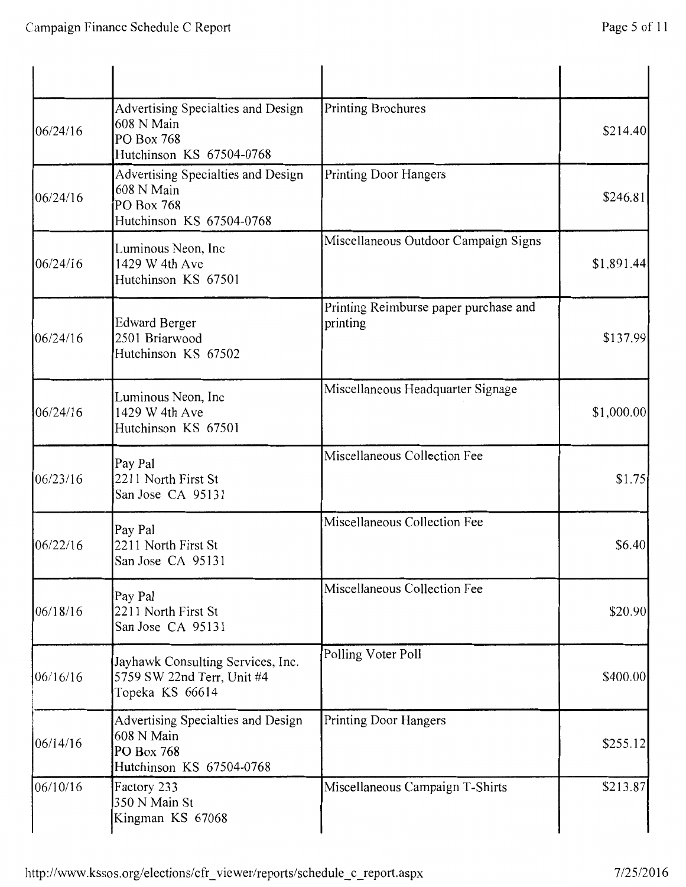| | | | |
|---|---|---|---|
| 06/24/16 | Advertising Specialties and Design<br>608 N Main<br>PO Box 768<br>Hutchinson KS 67504-0768 | Printing Brochures | $214.40 |
| 06/24/16 | Advertising Specialties and Design<br>608 N Main<br>PO Box 768<br>Hutchinson KS 67504-0768 | Printing Door Hangers | $246.81 |
| 06/24/16 | Luminous Neon, Inc<br>1429 W 4th Ave<br>Hutchinson KS 67501 | Miscellaneous Outdoor Campaign Signs | $1,891.44 |
| 06/24/16 | Edward Berger<br>2501 Briarwood<br>Hutchinson KS 67502 | Printing Reimburse paper purchase and printing | $137.99 |
| 06/24/16 | Luminous Neon, Inc<br>1429 W 4th Ave<br>Hutchinson KS 67501 | Miscellaneous Headquarter Signage | $1,000.00 |
| 06/23/16 | Pay Pal<br>2211 North First St<br>San Jose CA 95131 | Miscellaneous Collection Fee | $1.75 |
| 06/22/16 | Pay Pal<br>2211 North First St<br>San Jose CA 95131 | Miscellaneous Collection Fee | $6.40 |
| 06/18/16 | Pay Pal<br>2211 North First St<br>San Jose CA 95131 | Miscellaneous Collection Fee | $20.90 |
| 06/16/16 | Jayhawk Consulting Services, Inc.<br>5759 SW 22nd Terr, Unit #4<br>Topeka KS 66614 | Polling Voter Poll | $400.00 |
| 06/14/16 | Advertising Specialties and Design<br>608 N Main<br>PO Box 768<br>Hutchinson KS 67504-0768 | Printing Door Hangers | $255.12 |
| 06/10/16 | Factory 233<br>350 N Main St<br>Kingman KS 67068 | Miscellaneous Campaign T-Shirts | $213.87 |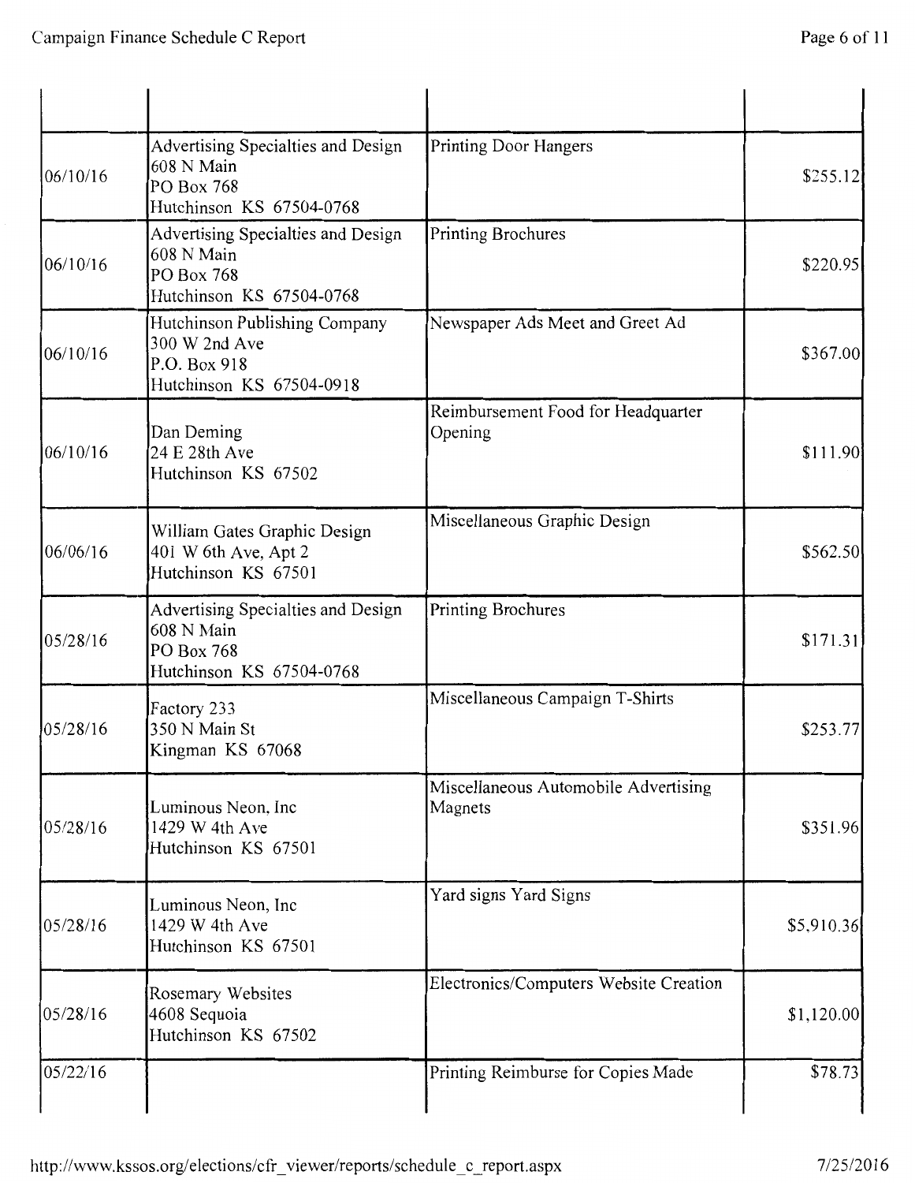| | | | |
|---|---|---|---|
| 06/10/16 | Advertising Specialties and Design<br>608 N Main<br>PO Box 768<br>Hutchinson KS 67504-0768 | Printing Door Hangers | $255.12 |
| 06/10/16 | Advertising Specialties and Design<br>608 N Main<br>PO Box 768<br>Hutchinson KS 67504-0768 | Printing Brochures | $220.95 |
| 06/10/16 | Hutchinson Publishing Company<br>300 W 2nd Ave<br>P.O. Box 918<br>Hutchinson KS 67504-0918 | Newspaper Ads Meet and Greet Ad | $367.00 |
| 06/10/16 | Dan Deming<br>24 E 28th Ave<br>Hutchinson KS 67502 | Reimbursement Food for Headquarter Opening | $111.90 |
| 06/06/16 | William Gates Graphic Design<br>401 W 6th Ave, Apt 2<br>Hutchinson KS 67501 | Miscellaneous Graphic Design | $562.50 |
| 05/28/16 | Advertising Specialties and Design<br>608 N Main<br>PO Box 768<br>Hutchinson KS 67504-0768 | Printing Brochures | $171.31 |
| 05/28/16 | Factory 233<br>350 N Main St<br>Kingman KS 67068 | Miscellaneous Campaign T-Shirts | $253.77 |
| 05/28/16 | Luminous Neon, Inc<br>1429 W 4th Ave<br>Hutchinson KS 67501 | Miscellaneous Automobile Advertising Magnets | $351.96 |
| 05/28/16 | Luminous Neon, Inc<br>1429 W 4th Ave<br>Hutchinson KS 67501 | Yard signs Yard Signs | $5,910.36 |
| 05/28/16 | Rosemary Websites<br>4608 Sequoia<br>Hutchinson KS 67502 | Electronics/Computers Website Creation | $1,120.00 |
| 05/22/16 | | Printing Reimburse for Copies Made | $78.73 |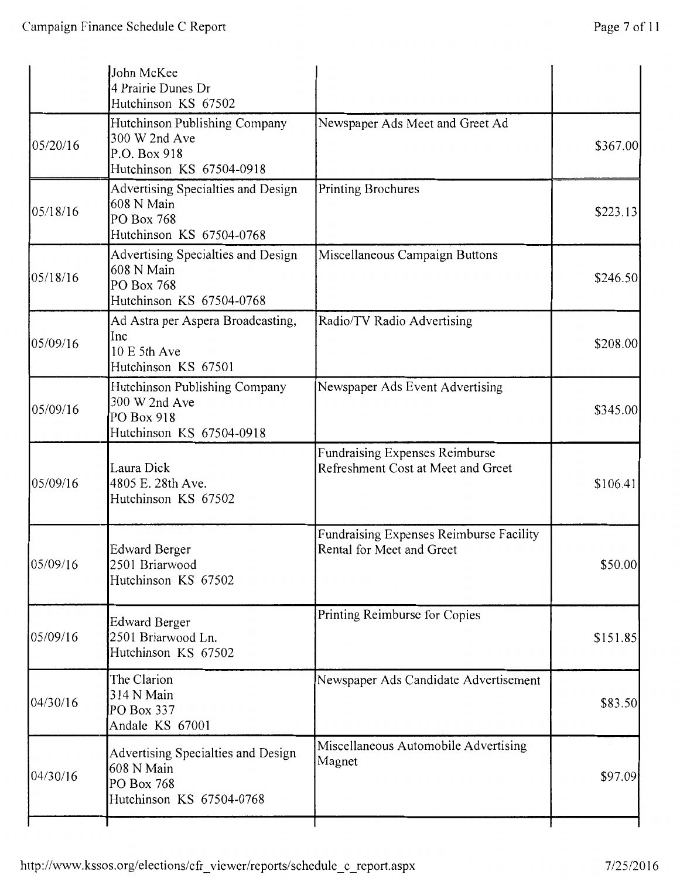| | | | |
|---|---|---|---|
| | John McKee<br>4 Prairie Dunes Dr<br>Hutchinson KS 67502 | | |
| 05/20/16 | Hutchinson Publishing Company<br>300 W 2nd Ave<br>P.O. Box 918<br>Hutchinson KS 67504-0918 | Newspaper Ads Meet and Greet Ad | $367.00 |
| 05/18/16 | Advertising Specialties and Design<br>608 N Main<br>PO Box 768<br>Hutchinson KS 67504-0768 | Printing Brochures | $223.13 |
| 05/18/16 | Advertising Specialties and Design<br>608 N Main<br>PO Box 768<br>Hutchinson KS 67504-0768 | Miscellaneous Campaign Buttons | $246.50 |
| 05/09/16 | Ad Astra per Aspera Broadcasting, Inc<br>10 E 5th Ave<br>Hutchinson KS 67501 | Radio/TV Radio Advertising | $208.00 |
| 05/09/16 | Hutchinson Publishing Company<br>300 W 2nd Ave<br>PO Box 918<br>Hutchinson KS 67504-0918 | Newspaper Ads Event Advertising | $345.00 |
| 05/09/16 | Laura Dick<br>4805 E. 28th Ave.<br>Hutchinson KS 67502 | Fundraising Expenses Reimburse Refreshment Cost at Meet and Greet | $106.41 |
| 05/09/16 | Edward Berger<br>2501 Briarwood<br>Hutchinson KS 67502 | Fundraising Expenses Reimburse Facility Rental for Meet and Greet | $50.00 |
| 05/09/16 | Edward Berger<br>2501 Briarwood Ln.<br>Hutchinson KS 67502 | Printing Reimburse for Copies | $151.85 |
| 04/30/16 | The Clarion<br>314 N Main<br>PO Box 337<br>Andale KS 67001 | Newspaper Ads Candidate Advertisement | $83.50 |
| 04/30/16 | Advertising Specialties and Design<br>608 N Main<br>PO Box 768<br>Hutchinson KS 67504-0768 | Miscellaneous Automobile Advertising Magnet | $97.09 |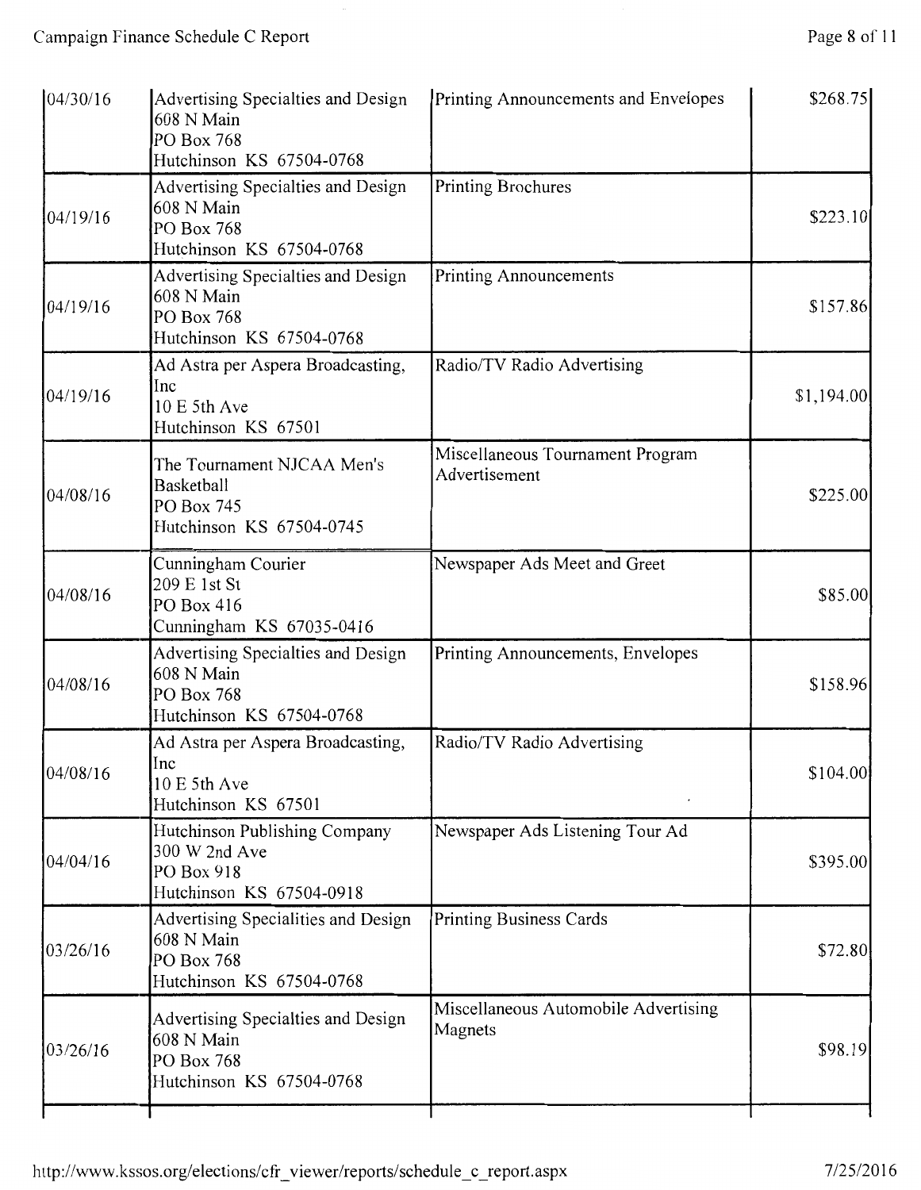| | | | |
|---|---|---|---|
| 04/30/16 | Advertising Specialties and Design<br>608 N Main<br>PO Box 768<br>Hutchinson KS 67504-0768 | Printing Announcements and Envelopes | $268.75 |
| 04/19/16 | Advertising Specialties and Design<br>608 N Main<br>PO Box 768<br>Hutchinson KS 67504-0768 | Printing Brochures | $223.10 |
| 04/19/16 | Advertising Specialties and Design<br>608 N Main<br>PO Box 768<br>Hutchinson KS 67504-0768 | Printing Announcements | $157.86 |
| 04/19/16 | Ad Astra per Aspera Broadcasting, Inc<br>10 E 5th Ave<br>Hutchinson KS 67501 | Radio/TV Radio Advertising | $1,194.00 |
| 04/08/16 | The Tournament NJCAA Men's Basketball<br>PO Box 745<br>Hutchinson KS 67504-0745 | Miscellaneous Tournament Program Advertisement | $225.00 |
| 04/08/16 | Cunningham Courier<br>209 E 1st St<br>PO Box 416<br>Cunningham KS 67035-0416 | Newspaper Ads Meet and Greet | $85.00 |
| 04/08/16 | Advertising Specialties and Design<br>608 N Main<br>PO Box 768<br>Hutchinson KS 67504-0768 | Printing Announcements, Envelopes | $158.96 |
| 04/08/16 | Ad Astra per Aspera Broadcasting, Inc<br>10 E 5th Ave<br>Hutchinson KS 67501 | Radio/TV Radio Advertising | $104.00 |
| 04/04/16 | Hutchinson Publishing Company<br>300 W 2nd Ave<br>PO Box 918<br>Hutchinson KS 67504-0918 | Newspaper Ads Listening Tour Ad | $395.00 |
| 03/26/16 | Advertising Specialities and Design<br>608 N Main<br>PO Box 768<br>Hutchinson KS 67504-0768 | Printing Business Cards | $72.80 |
| 03/26/16 | Advertising Specialties and Design<br>608 N Main<br>PO Box 768<br>Hutchinson KS 67504-0768 | Miscellaneous Automobile Advertising Magnets | $98.19 |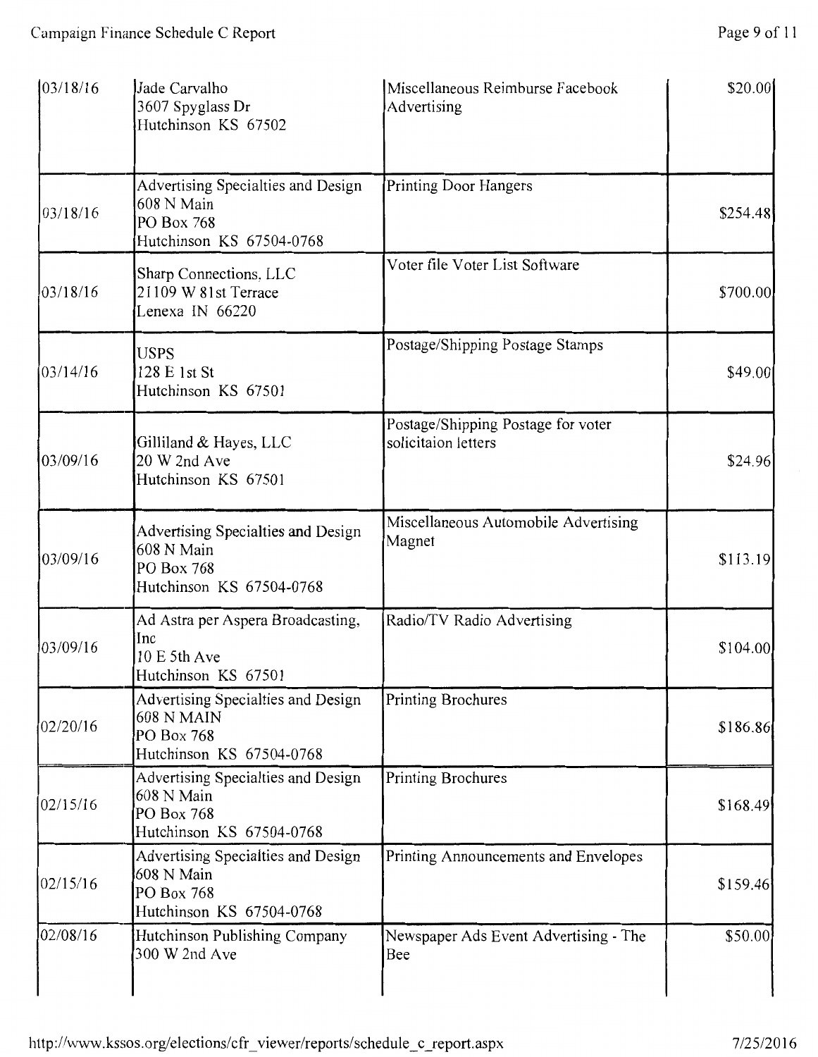| | | | |
|---|---|---|---|
| 03/18/16 | Jade Carvalho<br>3607 Spyglass Dr<br>Hutchinson KS 67502 | Miscellaneous Reimburse Facebook Advertising | $20.00 |
| 03/18/16 | Advertising Specialties and Design<br>608 N Main<br>PO Box 768<br>Hutchinson KS 67504-0768 | Printing Door Hangers | $254.48 |
| 03/18/16 | Sharp Connections, LLC<br>21109 W 81st Terrace<br>Lenexa IN 66220 | Voter file Voter List Software | $700.00 |
| 03/14/16 | USPS<br>128 E 1st St<br>Hutchinson KS 67501 | Postage/Shipping Postage Stamps | $49.00 |
| 03/09/16 | Gilliland & Hayes, LLC<br>20 W 2nd Ave<br>Hutchinson KS 67501 | Postage/Shipping Postage for voter solicitaion letters | $24.96 |
| 03/09/16 | Advertising Specialties and Design<br>608 N Main<br>PO Box 768<br>Hutchinson KS 67504-0768 | Miscellaneous Automobile Advertising Magnet | $113.19 |
| 03/09/16 | Ad Astra per Aspera Broadcasting, Inc<br>10 E 5th Ave<br>Hutchinson KS 67501 | Radio/TV Radio Advertising | $104.00 |
| 02/20/16 | Advertising Specialties and Design<br>608 N MAIN<br>PO Box 768<br>Hutchinson KS 67504-0768 | Printing Brochures | $186.86 |
| 02/15/16 | Advertising Specialties and Design<br>608 N Main<br>PO Box 768<br>Hutchinson KS 67504-0768 | Printing Brochures | $168.49 |
| 02/15/16 | Advertising Specialties and Design<br>608 N Main<br>PO Box 768<br>Hutchinson KS 67504-0768 | Printing Announcements and Envelopes | $159.46 |
| 02/08/16 | Hutchinson Publishing Company<br>300 W 2nd Ave | Newspaper Ads Event Advertising - The Bee | $50.00 |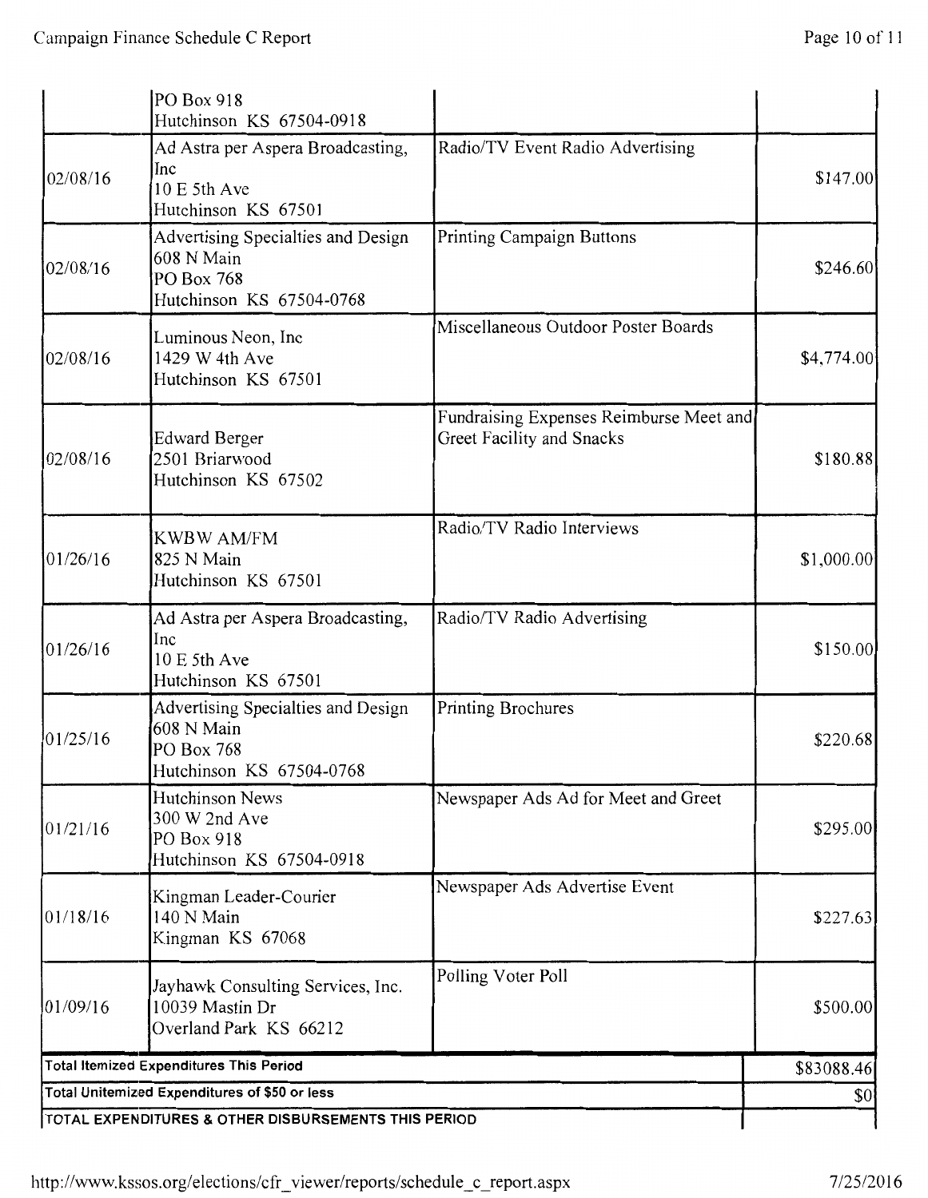| | | | |
|---|---|---|---|
| | PO Box 918<br>Hutchinson KS 67504-0918 | | |
| 02/08/16 | Ad Astra per Aspera Broadcasting, Inc<br>10 E 5th Ave<br>Hutchinson KS 67501 | Radio/TV Event Radio Advertising | $147.00 |
| 02/08/16 | Advertising Specialties and Design<br>608 N Main<br>PO Box 768<br>Hutchinson KS 67504-0768 | Printing Campaign Buttons | $246.60 |
| 02/08/16 | Luminous Neon, Inc<br>1429 W 4th Ave<br>Hutchinson KS 67501 | Miscellaneous Outdoor Poster Boards | $4,774.00 |
| 02/08/16 | Edward Berger<br>2501 Briarwood<br>Hutchinson KS 67502 | Fundraising Expenses Reimburse Meet and Greet Facility and Snacks | $180.88 |
| 01/26/16 | KWBW AM/FM<br>825 N Main<br>Hutchinson KS 67501 | Radio/TV Radio Interviews | $1,000.00 |
| 01/26/16 | Ad Astra per Aspera Broadcasting, Inc<br>10 E 5th Ave<br>Hutchinson KS 67501 | Radio/TV Radio Advertising | $150.00 |
| 01/25/16 | Advertising Specialties and Design<br>608 N Main<br>PO Box 768<br>Hutchinson KS 67504-0768 | Printing Brochures | $220.68 |
| 01/21/16 | Hutchinson News<br>300 W 2nd Ave<br>PO Box 918<br>Hutchinson KS 67504-0918 | Newspaper Ads Ad for Meet and Greet | $295.00 |
| 01/18/16 | Kingman Leader-Courier<br>140 N Main<br>Kingman KS 67068 | Newspaper Ads Advertise Event | $227.63 |
| 01/09/16 | Jayhawk Consulting Services, Inc.<br>10039 Mastin Dr<br>Overland Park KS 66212 | Polling Voter Poll | $500.00 |
| **Total Itemized Expenditures This Period** | | | $83088.46 |
| **Total Unitemized Expenditures of $50 or less** | | | $0 |
| **TOTAL EXPENDITURES & OTHER DISBURSEMENTS THIS PERIOD** | | | |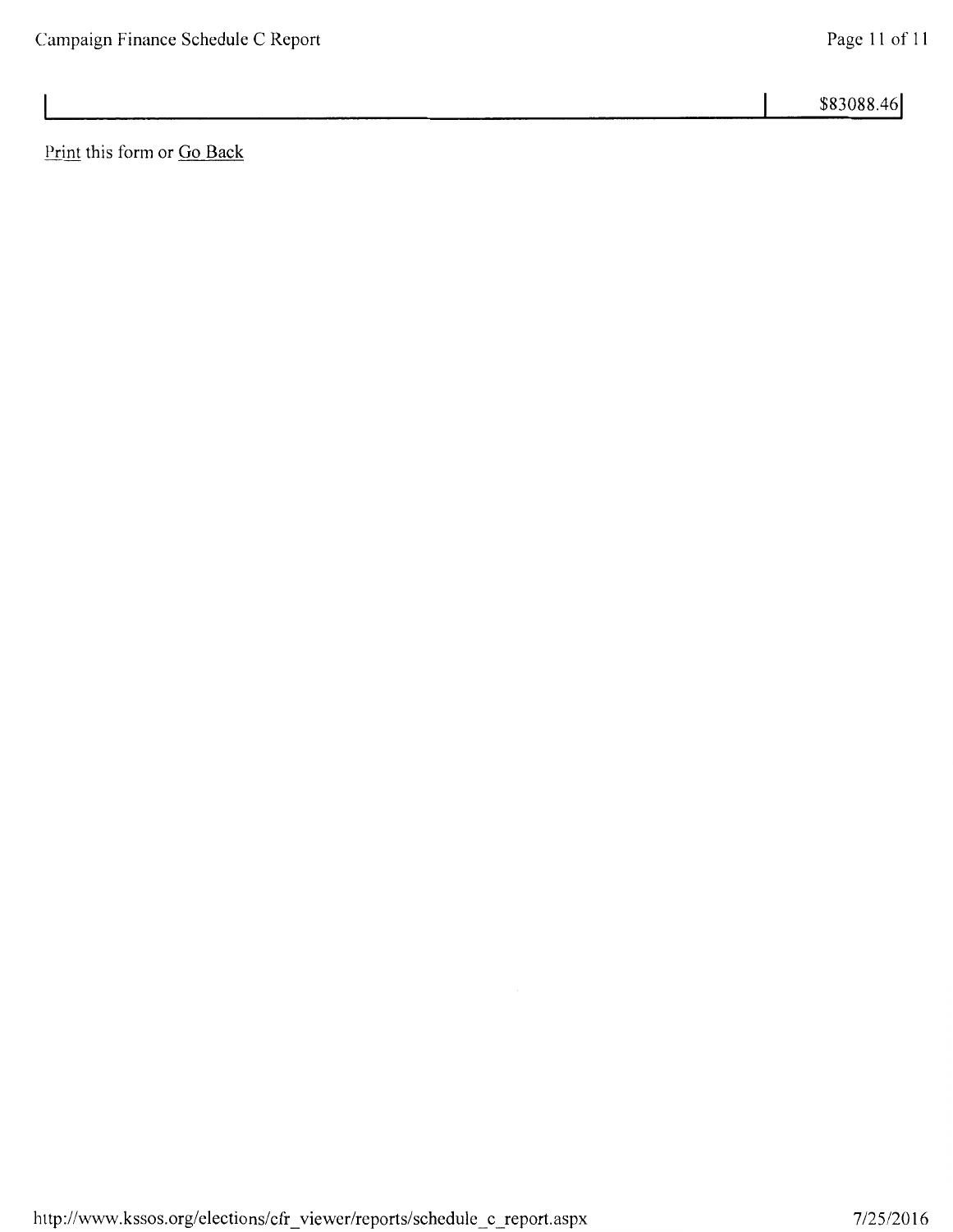| | |
|---|---|
| | $83088.46 |

Print this form or Go Back